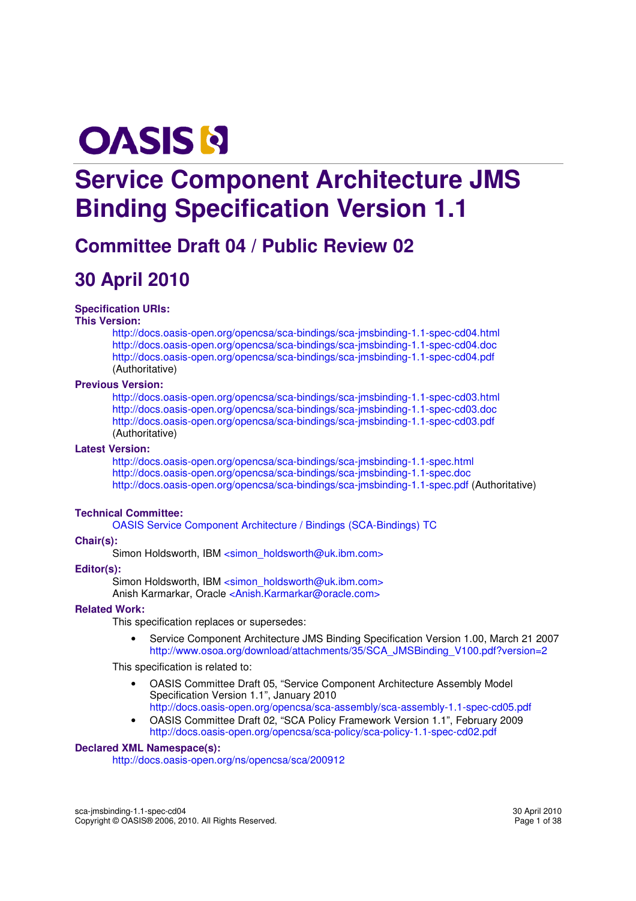OASIS

# Service Component Architecture JMS Binding Specification Version 1.1

## Committee Draft 04 / Public Review 02

## 30 April 2010

**Specification URIs:**

**This Version:**

http://docs.oasis-open.org/opencsa/sca-bindings/sca-jmsbinding-1.1-spec-cd04.html
http://docs.oasis-open.org/opencsa/sca-bindings/sca-jmsbinding-1.1-spec-cd04.doc
http://docs.oasis-open.org/opencsa/sca-bindings/sca-jmsbinding-1.1-spec-cd04.pdf
(Authoritative)

**Previous Version:**

http://docs.oasis-open.org/opencsa/sca-bindings/sca-jmsbinding-1.1-spec-cd03.html
http://docs.oasis-open.org/opencsa/sca-bindings/sca-jmsbinding-1.1-spec-cd03.doc
http://docs.oasis-open.org/opencsa/sca-bindings/sca-jmsbinding-1.1-spec-cd03.pdf
(Authoritative)

**Latest Version:**

http://docs.oasis-open.org/opencsa/sca-bindings/sca-jmsbinding-1.1-spec.html
http://docs.oasis-open.org/opencsa/sca-bindings/sca-jmsbinding-1.1-spec.doc
http://docs.oasis-open.org/opencsa/sca-bindings/sca-jmsbinding-1.1-spec.pdf (Authoritative)

**Technical Committee:**

OASIS Service Component Architecture / Bindings (SCA-Bindings) TC

**Chair(s):**

Simon Holdsworth, IBM <simon_holdsworth@uk.ibm.com>

**Editor(s):**

Simon Holdsworth, IBM <simon_holdsworth@uk.ibm.com>
Anish Karmarkar, Oracle <Anish.Karmarkar@oracle.com>

**Related Work:**

This specification replaces or supersedes:

- Service Component Architecture JMS Binding Specification Version 1.00, March 21 2007 http://www.osoa.org/download/attachments/35/SCA_JMSBinding_V100.pdf?version=2

This specification is related to:

- OASIS Committee Draft 05, “Service Component Architecture Assembly Model Specification Version 1.1”, January 2010 http://docs.oasis-open.org/opencsa/sca-assembly/sca-assembly-1.1-spec-cd05.pdf
- OASIS Committee Draft 02, “SCA Policy Framework Version 1.1”, February 2009 http://docs.oasis-open.org/opencsa/sca-policy/sca-policy-1.1-spec-cd02.pdf

**Declared XML Namespace(s):**

http://docs.oasis-open.org/ns/opencsa/sca/200912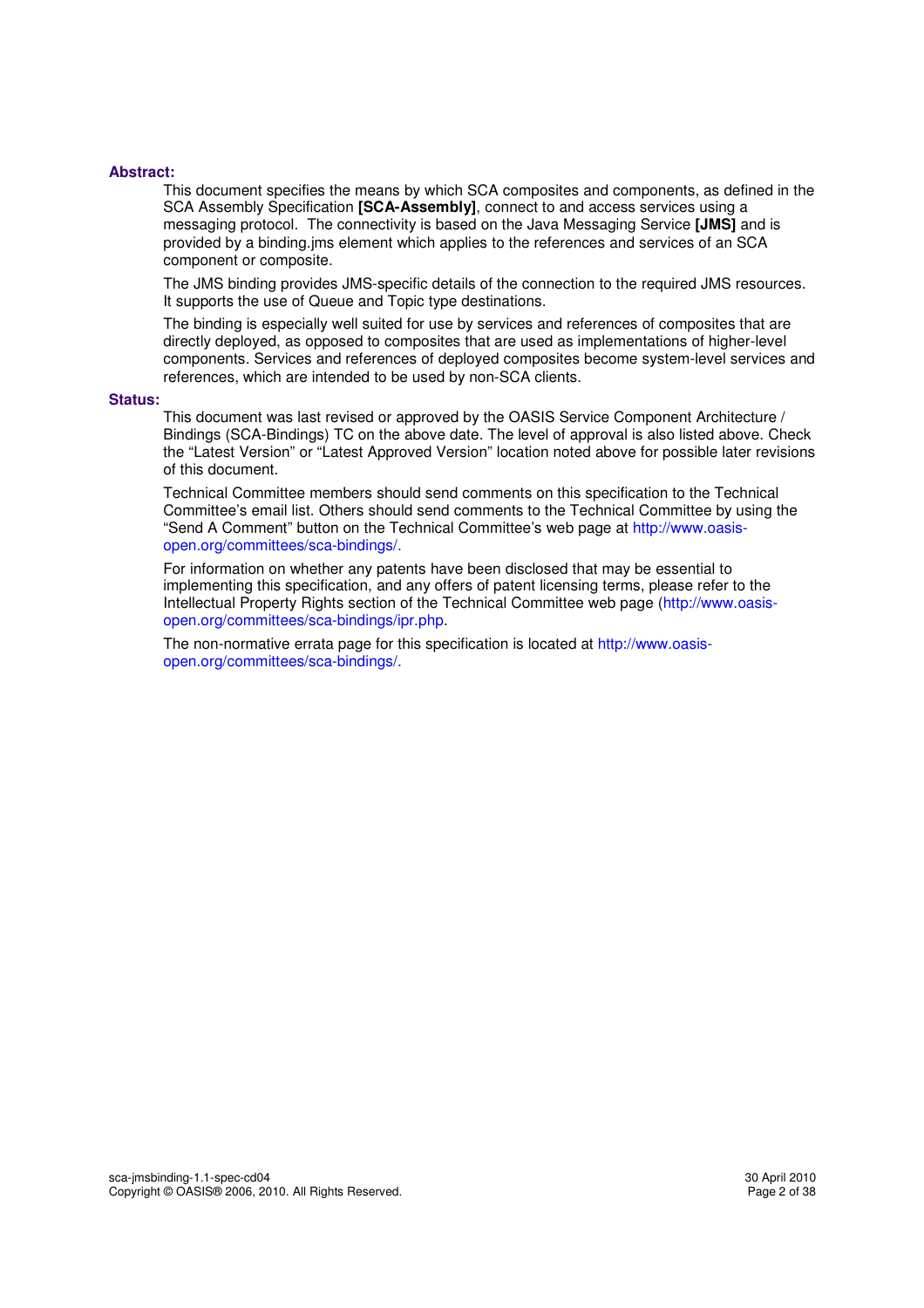**Abstract:**

This document specifies the means by which SCA composites and components, as defined in the SCA Assembly Specification **[SCA-Assembly]**, connect to and access services using a messaging protocol. The connectivity is based on the Java Messaging Service **[JMS]** and is provided by a binding.jms element which applies to the references and services of an SCA component or composite.

The JMS binding provides JMS-specific details of the connection to the required JMS resources. It supports the use of Queue and Topic type destinations.

The binding is especially well suited for use by services and references of composites that are directly deployed, as opposed to composites that are used as implementations of higher-level components. Services and references of deployed composites become system-level services and references, which are intended to be used by non-SCA clients.

**Status:**

This document was last revised or approved by the OASIS Service Component Architecture / Bindings (SCA-Bindings) TC on the above date. The level of approval is also listed above. Check the "Latest Version" or "Latest Approved Version" location noted above for possible later revisions of this document.

Technical Committee members should send comments on this specification to the Technical Committee's email list. Others should send comments to the Technical Committee by using the "Send A Comment" button on the Technical Committee's web page at http://www.oasis-open.org/committees/sca-bindings/.

For information on whether any patents have been disclosed that may be essential to implementing this specification, and any offers of patent licensing terms, please refer to the Intellectual Property Rights section of the Technical Committee web page (http://www.oasis-open.org/committees/sca-bindings/ipr.php.

The non-normative errata page for this specification is located at http://www.oasis-open.org/committees/sca-bindings/.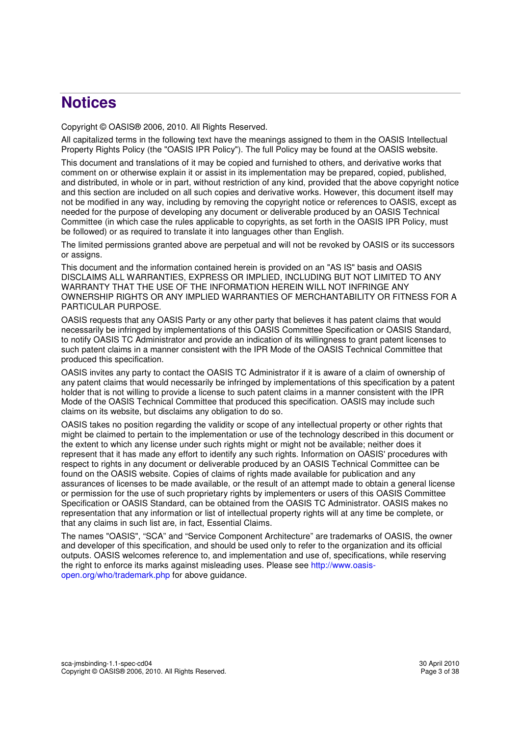# Notices

Copyright © OASIS® 2006, 2010. All Rights Reserved.

All capitalized terms in the following text have the meanings assigned to them in the OASIS Intellectual Property Rights Policy (the "OASIS IPR Policy"). The full Policy may be found at the OASIS website.

This document and translations of it may be copied and furnished to others, and derivative works that comment on or otherwise explain it or assist in its implementation may be prepared, copied, published, and distributed, in whole or in part, without restriction of any kind, provided that the above copyright notice and this section are included on all such copies and derivative works. However, this document itself may not be modified in any way, including by removing the copyright notice or references to OASIS, except as needed for the purpose of developing any document or deliverable produced by an OASIS Technical Committee (in which case the rules applicable to copyrights, as set forth in the OASIS IPR Policy, must be followed) or as required to translate it into languages other than English.

The limited permissions granted above are perpetual and will not be revoked by OASIS or its successors or assigns.

This document and the information contained herein is provided on an "AS IS" basis and OASIS DISCLAIMS ALL WARRANTIES, EXPRESS OR IMPLIED, INCLUDING BUT NOT LIMITED TO ANY WARRANTY THAT THE USE OF THE INFORMATION HEREIN WILL NOT INFRINGE ANY OWNERSHIP RIGHTS OR ANY IMPLIED WARRANTIES OF MERCHANTABILITY OR FITNESS FOR A PARTICULAR PURPOSE.

OASIS requests that any OASIS Party or any other party that believes it has patent claims that would necessarily be infringed by implementations of this OASIS Committee Specification or OASIS Standard, to notify OASIS TC Administrator and provide an indication of its willingness to grant patent licenses to such patent claims in a manner consistent with the IPR Mode of the OASIS Technical Committee that produced this specification.

OASIS invites any party to contact the OASIS TC Administrator if it is aware of a claim of ownership of any patent claims that would necessarily be infringed by implementations of this specification by a patent holder that is not willing to provide a license to such patent claims in a manner consistent with the IPR Mode of the OASIS Technical Committee that produced this specification. OASIS may include such claims on its website, but disclaims any obligation to do so.

OASIS takes no position regarding the validity or scope of any intellectual property or other rights that might be claimed to pertain to the implementation or use of the technology described in this document or the extent to which any license under such rights might or might not be available; neither does it represent that it has made any effort to identify any such rights. Information on OASIS' procedures with respect to rights in any document or deliverable produced by an OASIS Technical Committee can be found on the OASIS website. Copies of claims of rights made available for publication and any assurances of licenses to be made available, or the result of an attempt made to obtain a general license or permission for the use of such proprietary rights by implementers or users of this OASIS Committee Specification or OASIS Standard, can be obtained from the OASIS TC Administrator. OASIS makes no representation that any information or list of intellectual property rights will at any time be complete, or that any claims in such list are, in fact, Essential Claims.

The names "OASIS", "SCA" and "Service Component Architecture" are trademarks of OASIS, the owner and developer of this specification, and should be used only to refer to the organization and its official outputs. OASIS welcomes reference to, and implementation and use of, specifications, while reserving the right to enforce its marks against misleading uses. Please see http://www.oasis-open.org/who/trademark.php for above guidance.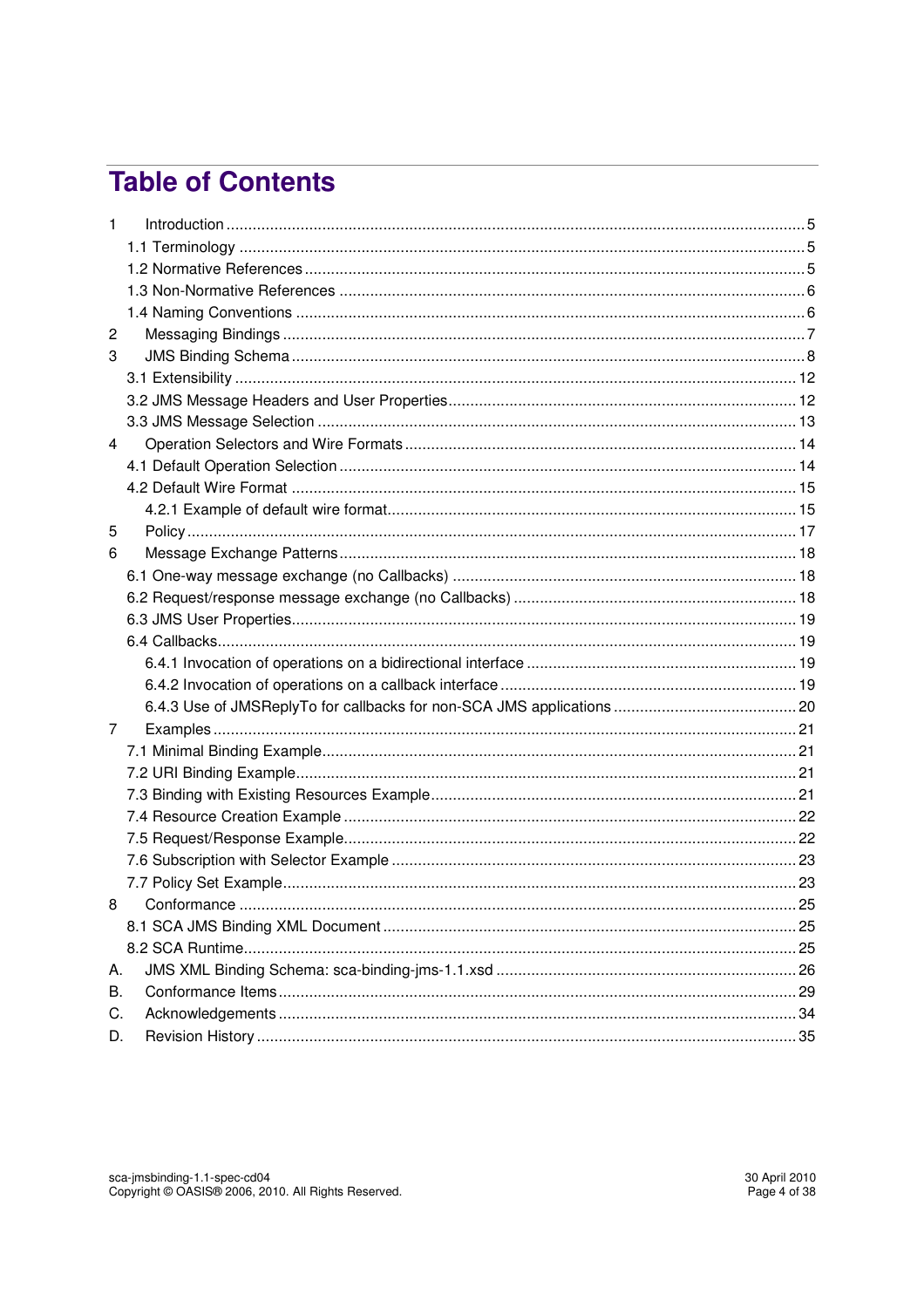# Table of Contents

1 Introduction ..... 5
  1.1 Terminology ..... 5
  1.2 Normative References ..... 5
  1.3 Non-Normative References ..... 6
  1.4 Naming Conventions ..... 6
2 Messaging Bindings ..... 7
3 JMS Binding Schema ..... 8
  3.1 Extensibility ..... 12
  3.2 JMS Message Headers and User Properties ..... 12
  3.3 JMS Message Selection ..... 13
4 Operation Selectors and Wire Formats ..... 14
  4.1 Default Operation Selection ..... 14
  4.2 Default Wire Format ..... 15
    4.2.1 Example of default wire format ..... 15
5 Policy ..... 17
6 Message Exchange Patterns ..... 18
  6.1 One-way message exchange (no Callbacks) ..... 18
  6.2 Request/response message exchange (no Callbacks) ..... 18
  6.3 JMS User Properties ..... 19
  6.4 Callbacks ..... 19
    6.4.1 Invocation of operations on a bidirectional interface ..... 19
    6.4.2 Invocation of operations on a callback interface ..... 19
    6.4.3 Use of JMSReplyTo for callbacks for non-SCA JMS applications ..... 20
7 Examples ..... 21
  7.1 Minimal Binding Example ..... 21
  7.2 URI Binding Example ..... 21
  7.3 Binding with Existing Resources Example ..... 21
  7.4 Resource Creation Example ..... 22
  7.5 Request/Response Example ..... 22
  7.6 Subscription with Selector Example ..... 23
  7.7 Policy Set Example ..... 23
8 Conformance ..... 25
  8.1 SCA JMS Binding XML Document ..... 25
  8.2 SCA Runtime ..... 25
A. JMS XML Binding Schema: sca-binding-jms-1.1.xsd ..... 26
B. Conformance Items ..... 29
C. Acknowledgements ..... 34
D. Revision History ..... 35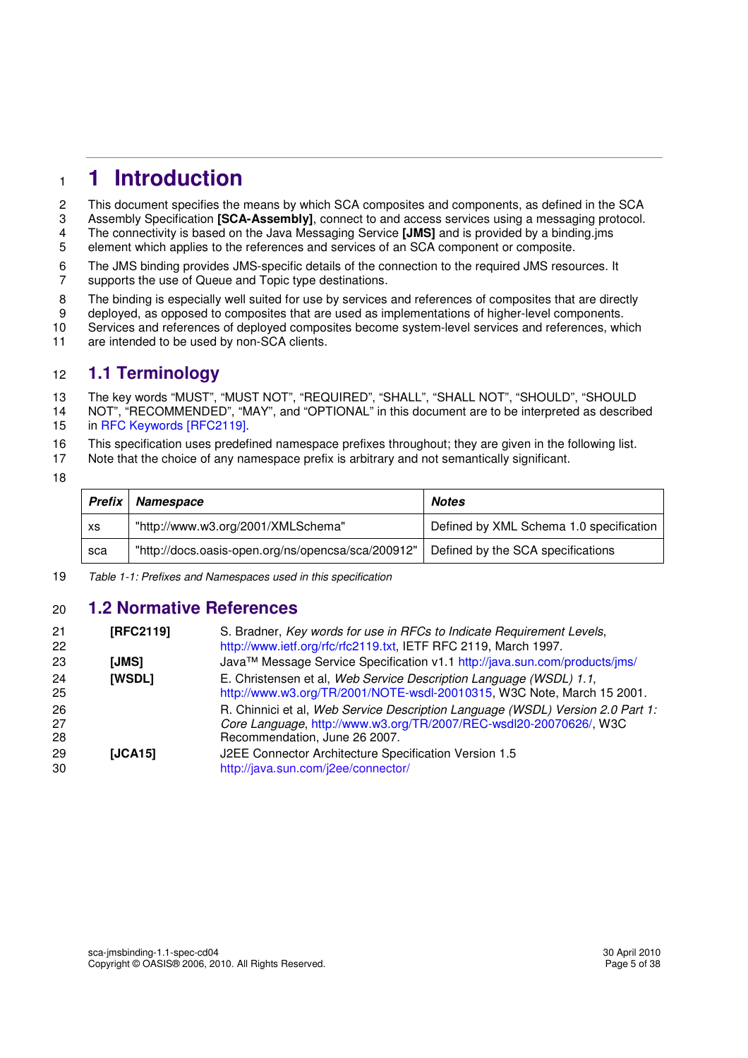# 1 Introduction

This document specifies the means by which SCA composites and components, as defined in the SCA Assembly Specification **[SCA-Assembly]**, connect to and access services using a messaging protocol. The connectivity is based on the Java Messaging Service **[JMS]** and is provided by a binding.jms element which applies to the references and services of an SCA component or composite.

The JMS binding provides JMS-specific details of the connection to the required JMS resources. It supports the use of Queue and Topic type destinations.

The binding is especially well suited for use by services and references of composites that are directly deployed, as opposed to composites that are used as implementations of higher-level components. Services and references of deployed composites become system-level services and references, which are intended to be used by non-SCA clients.

## 1.1 Terminology

The key words “MUST”, “MUST NOT”, “REQUIRED”, “SHALL”, “SHALL NOT”, “SHOULD”, “SHOULD NOT”, “RECOMMENDED”, “MAY”, and “OPTIONAL” in this document are to be interpreted as described in RFC Keywords [RFC2119].

This specification uses predefined namespace prefixes throughout; they are given in the following list. Note that the choice of any namespace prefix is arbitrary and not semantically significant.

| ***Prefix*** | ***Namespace*** | ***Notes*** |
|---|---|---|
| xs | "http://www.w3.org/2001/XMLSchema" | Defined by XML Schema 1.0 specification |
| sca | "http://docs.oasis-open.org/ns/opencsa/sca/200912" | Defined by the SCA specifications |

*Table 1-1: Prefixes and Namespaces used in this specification*

## 1.2 Normative References

**[RFC2119]** S. Bradner, *Key words for use in RFCs to Indicate Requirement Levels*, http://www.ietf.org/rfc/rfc2119.txt, IETF RFC 2119, March 1997.

**[JMS]** Java™ Message Service Specification v1.1 http://java.sun.com/products/jms/

**[WSDL]** E. Christensen et al, *Web Service Description Language (WSDL) 1.1*, http://www.w3.org/TR/2001/NOTE-wsdl-20010315, W3C Note, March 15 2001.

R. Chinnici et al, *Web Service Description Language (WSDL) Version 2.0 Part 1: Core Language*, http://www.w3.org/TR/2007/REC-wsdl20-20070626/, W3C Recommendation, June 26 2007.

**[JCA15]** J2EE Connector Architecture Specification Version 1.5 http://java.sun.com/j2ee/connector/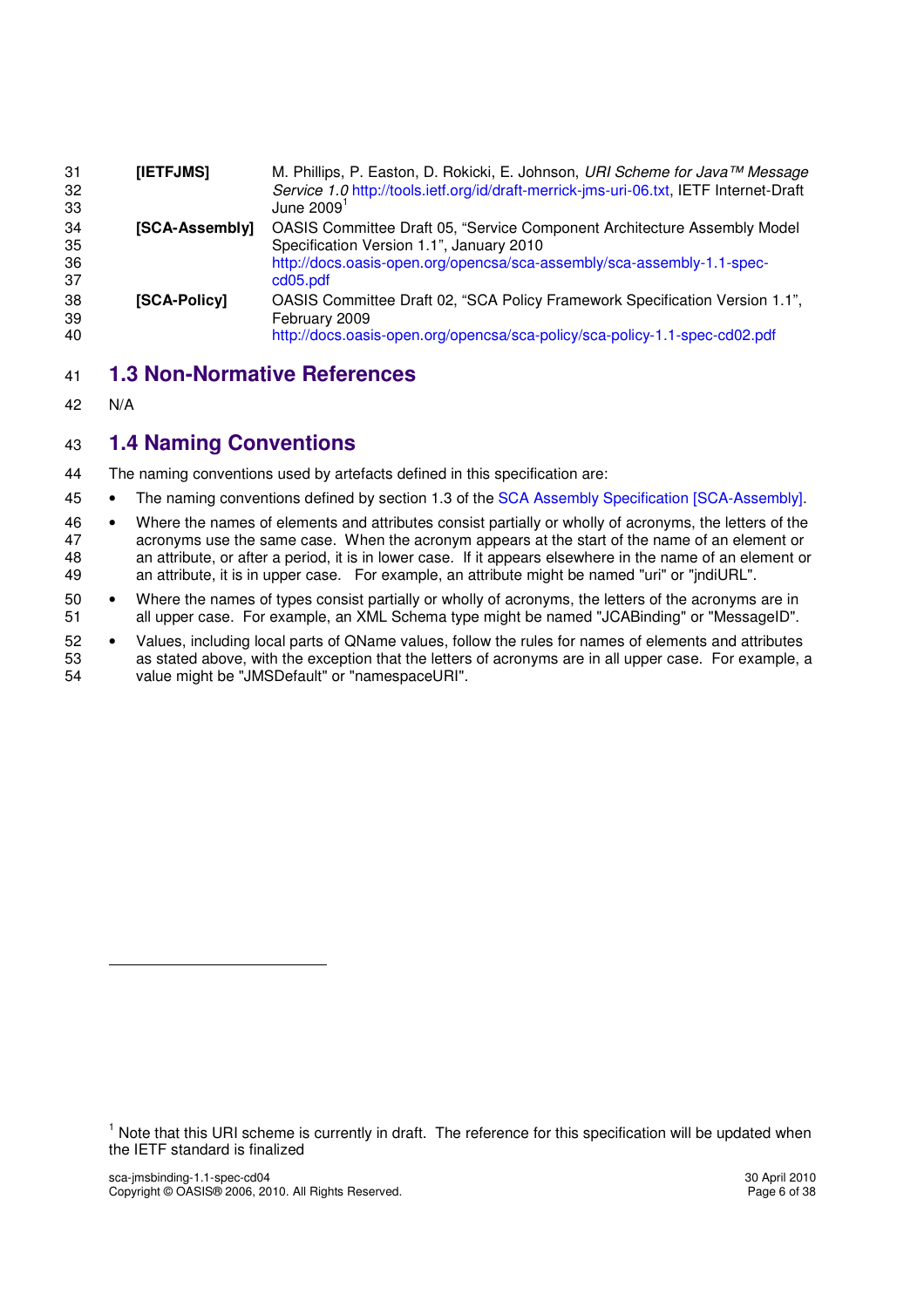**[IETFJMS]** M. Phillips, P. Easton, D. Rokicki, E. Johnson, *URI Scheme for Java™ Message Service 1.0* http://tools.ietf.org/id/draft-merrick-jms-uri-06.txt, IETF Internet-Draft June 2009[1]

**[SCA-Assembly]** OASIS Committee Draft 05, "Service Component Architecture Assembly Model Specification Version 1.1", January 2010 http://docs.oasis-open.org/opencsa/sca-assembly/sca-assembly-1.1-spec-cd05.pdf

**[SCA-Policy]** OASIS Committee Draft 02, "SCA Policy Framework Specification Version 1.1", February 2009 http://docs.oasis-open.org/opencsa/sca-policy/sca-policy-1.1-spec-cd02.pdf

## 1.3 Non-Normative References

N/A

## 1.4 Naming Conventions

The naming conventions used by artefacts defined in this specification are:

- The naming conventions defined by section 1.3 of the SCA Assembly Specification [SCA-Assembly].
- Where the names of elements and attributes consist partially or wholly of acronyms, the letters of the acronyms use the same case. When the acronym appears at the start of the name of an element or an attribute, or after a period, it is in lower case. If it appears elsewhere in the name of an element or an attribute, it is in upper case. For example, an attribute might be named "uri" or "jndiURL".
- Where the names of types consist partially or wholly of acronyms, the letters of the acronyms are in all upper case. For example, an XML Schema type might be named "JCABinding" or "MessageID".
- Values, including local parts of QName values, follow the rules for names of elements and attributes as stated above, with the exception that the letters of acronyms are in all upper case. For example, a value might be "JMSDefault" or "namespaceURI".

[1] Note that this URI scheme is currently in draft. The reference for this specification will be updated when the IETF standard is finalized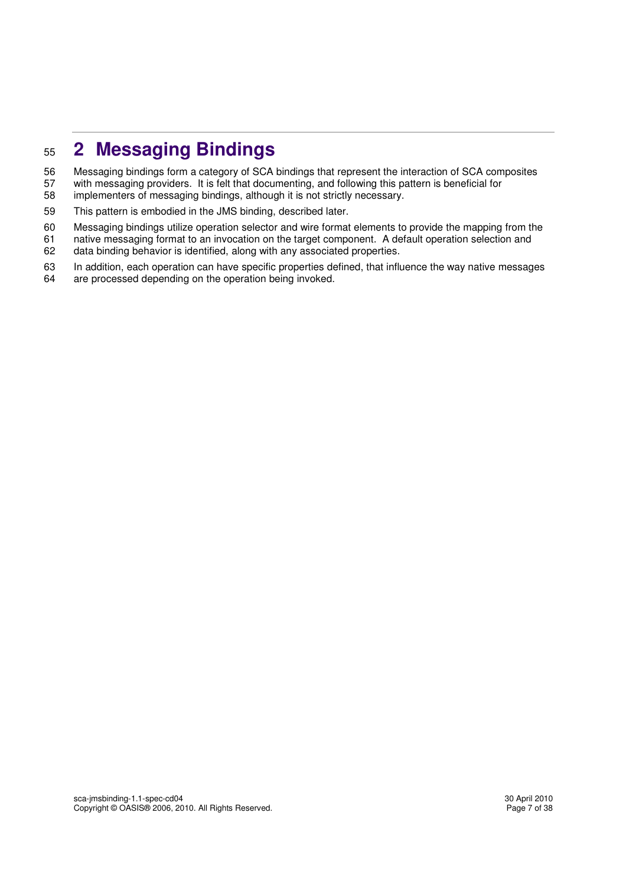# 2 Messaging Bindings

Messaging bindings form a category of SCA bindings that represent the interaction of SCA composites with messaging providers. It is felt that documenting, and following this pattern is beneficial for implementers of messaging bindings, although it is not strictly necessary.

This pattern is embodied in the JMS binding, described later.

Messaging bindings utilize operation selector and wire format elements to provide the mapping from the native messaging format to an invocation on the target component. A default operation selection and data binding behavior is identified, along with any associated properties.

In addition, each operation can have specific properties defined, that influence the way native messages are processed depending on the operation being invoked.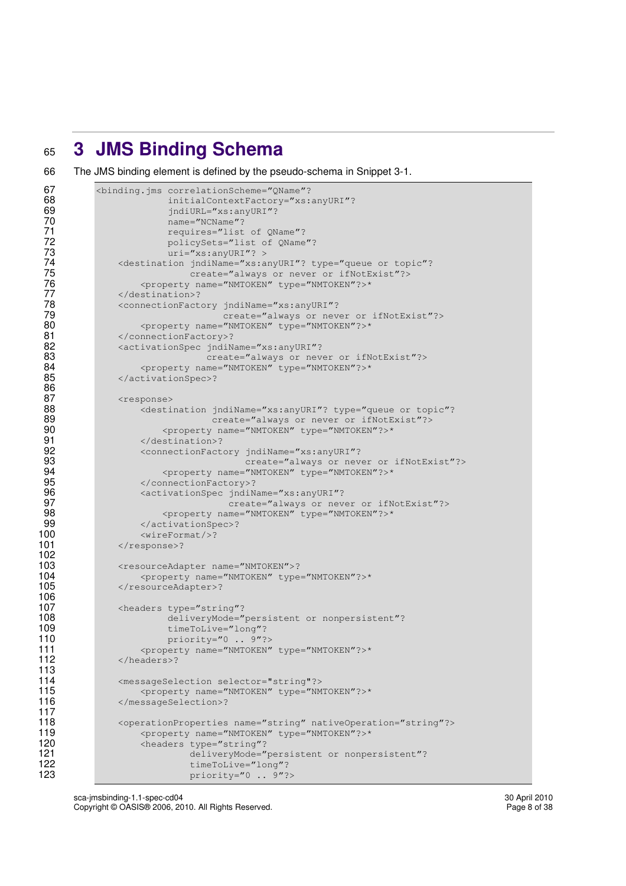# 3 JMS Binding Schema

The JMS binding element is defined by the pseudo-schema in Snippet 3-1.

```
<binding.jms correlationScheme="QName"?
             initialContextFactory="xs:anyURI"?
             jndiURL="xs:anyURI"?
             name="NCName"?
             requires="list of QName"?
             policySets="list of QName"?
             uri="xs:anyURI"? >
    <destination jndiName="xs:anyURI"? type="queue or topic"?
                 create="always or never or ifNotExist"?>
        <property name="NMTOKEN" type="NMTOKEN"?>*
    </destination>?
    <connectionFactory jndiName="xs:anyURI"?
                       create="always or never or ifNotExist"?>
        <property name="NMTOKEN" type="NMTOKEN"?>*
    </connectionFactory>?
    <activationSpec jndiName="xs:anyURI"?
                    create="always or never or ifNotExist"?>
        <property name="NMTOKEN" type="NMTOKEN"?>*
    </activationSpec>?

    <response>
        <destination jndiName="xs:anyURI"? type="queue or topic"?
                     create="always or never or ifNotExist"?>
            <property name="NMTOKEN" type="NMTOKEN"?>*
        </destination>?
        <connectionFactory jndiName="xs:anyURI"?
                           create="always or never or ifNotExist"?>
            <property name="NMTOKEN" type="NMTOKEN"?>*
        </connectionFactory>?
        <activationSpec jndiName="xs:anyURI"?
                        create="always or never or ifNotExist"?>
            <property name="NMTOKEN" type="NMTOKEN"?>*
        </activationSpec>?
        <wireFormat/>?
    </response>?

    <resourceAdapter name="NMTOKEN">?
        <property name="NMTOKEN" type="NMTOKEN"?>*
    </resourceAdapter>?

    <headers type="string"?
             deliveryMode="persistent or nonpersistent"?
             timeToLive="long"?
             priority="0 .. 9"?>
        <property name="NMTOKEN" type="NMTOKEN"?>*
    </headers>?

    <messageSelection selector="string"?>
        <property name="NMTOKEN" type="NMTOKEN"?>*
    </messageSelection>?

    <operationProperties name="string" nativeOperation="string"?>
        <property name="NMTOKEN" type="NMTOKEN"?>*
        <headers type="string"?
                 deliveryMode="persistent or nonpersistent"?
                 timeToLive="long"?
                 priority="0 .. 9"?>
```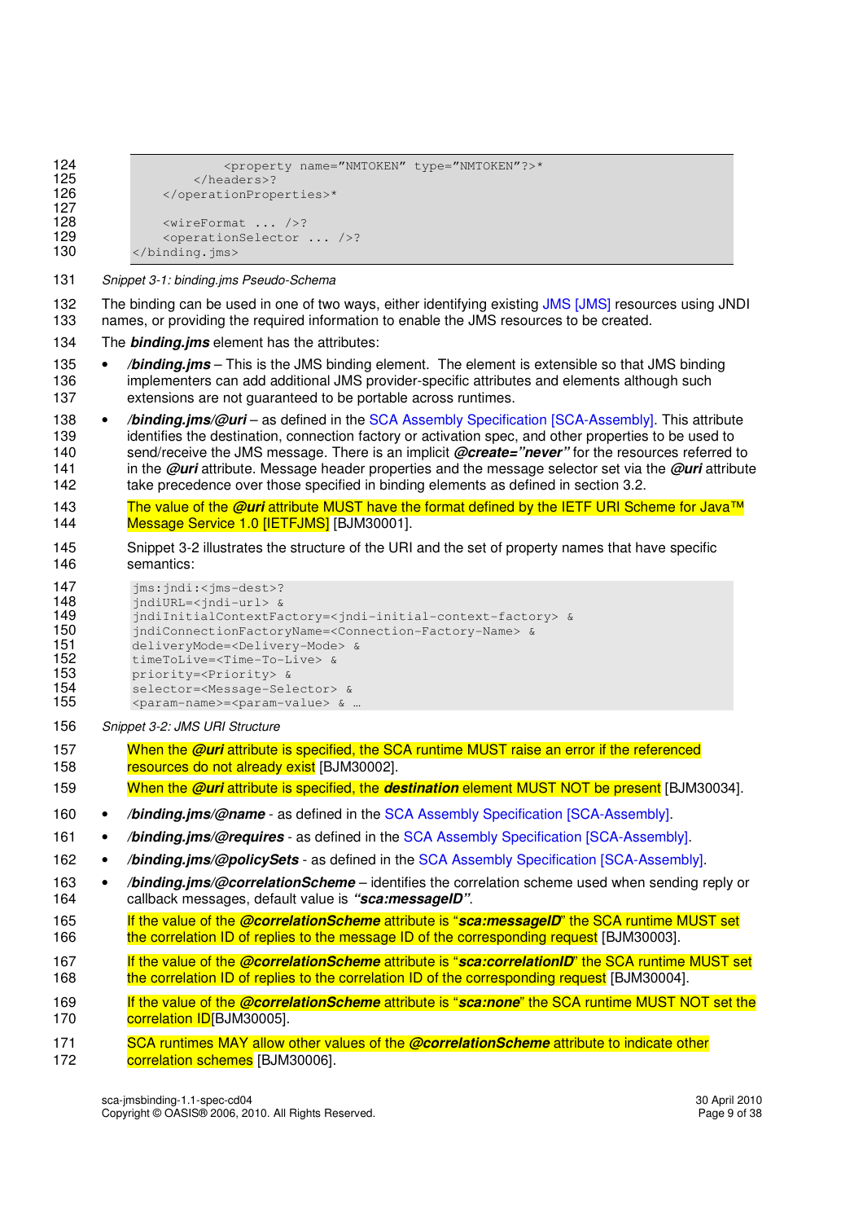```
            <property name="NMTOKEN" type="NMTOKEN"?>*
        </headers>?
    </operationProperties>*

    <wireFormat ... />?
    <operationSelector ... />?
</binding.jms>
```

*Snippet 3-1: binding.jms Pseudo-Schema*

The binding can be used in one of two ways, either identifying existing JMS [JMS] resources using JNDI names, or providing the required information to enable the JMS resources to be created.

The ***binding.jms*** element has the attributes:

- ***/binding.jms*** – This is the JMS binding element. The element is extensible so that JMS binding implementers can add additional JMS provider-specific attributes and elements although such extensions are not guaranteed to be portable across runtimes.
- ***/binding.jms/@uri*** – as defined in the SCA Assembly Specification [SCA-Assembly]. This attribute identifies the destination, connection factory or activation spec, and other properties to be used to send/receive the JMS message. There is an implicit ***@create="never"*** for the resources referred to in the ***@uri*** attribute. Message header properties and the message selector set via the ***@uri*** attribute take precedence over those specified in binding elements as defined in section 3.2.

  The value of the ***@uri*** attribute MUST have the format defined by the IETF URI Scheme for Java™ Message Service 1.0 [IETFJMS] [BJM30001].

  Snippet 3-2 illustrates the structure of the URI and the set of property names that have specific semantics:

```
jms:jndi:<jms-dest>?
jndiURL=<jndi-url> &
jndiInitialContextFactory=<jndi-initial-context-factory> &
jndiConnectionFactoryName=<Connection-Factory-Name> &
deliveryMode=<Delivery-Mode> &
timeToLive=<Time-To-Live> &
priority=<Priority> &
selector=<Message-Selector> &
<param-name>=<param-value> & …
```

*Snippet 3-2: JMS URI Structure*

  When the ***@uri*** attribute is specified, the SCA runtime MUST raise an error if the referenced resources do not already exist [BJM30002].

  When the ***@uri*** attribute is specified, the ***destination*** element MUST NOT be present [BJM30034].

- ***/binding.jms/@name*** - as defined in the SCA Assembly Specification [SCA-Assembly].
- ***/binding.jms/@requires*** - as defined in the SCA Assembly Specification [SCA-Assembly].
- ***/binding.jms/@policySets*** - as defined in the SCA Assembly Specification [SCA-Assembly].
- ***/binding.jms/@correlationScheme*** – identifies the correlation scheme used when sending reply or callback messages, default value is ***"sca:messageID"***.

  If the value of the ***@correlationScheme*** attribute is "***sca:messageID***" the SCA runtime MUST set the correlation ID of replies to the message ID of the corresponding request [BJM30003].

  If the value of the ***@correlationScheme*** attribute is "***sca:correlationID***" the SCA runtime MUST set the correlation ID of replies to the correlation ID of the corresponding request [BJM30004].

  If the value of the ***@correlationScheme*** attribute is "***sca:none***" the SCA runtime MUST NOT set the correlation ID[BJM30005].

  SCA runtimes MAY allow other values of the ***@correlationScheme*** attribute to indicate other correlation schemes [BJM30006].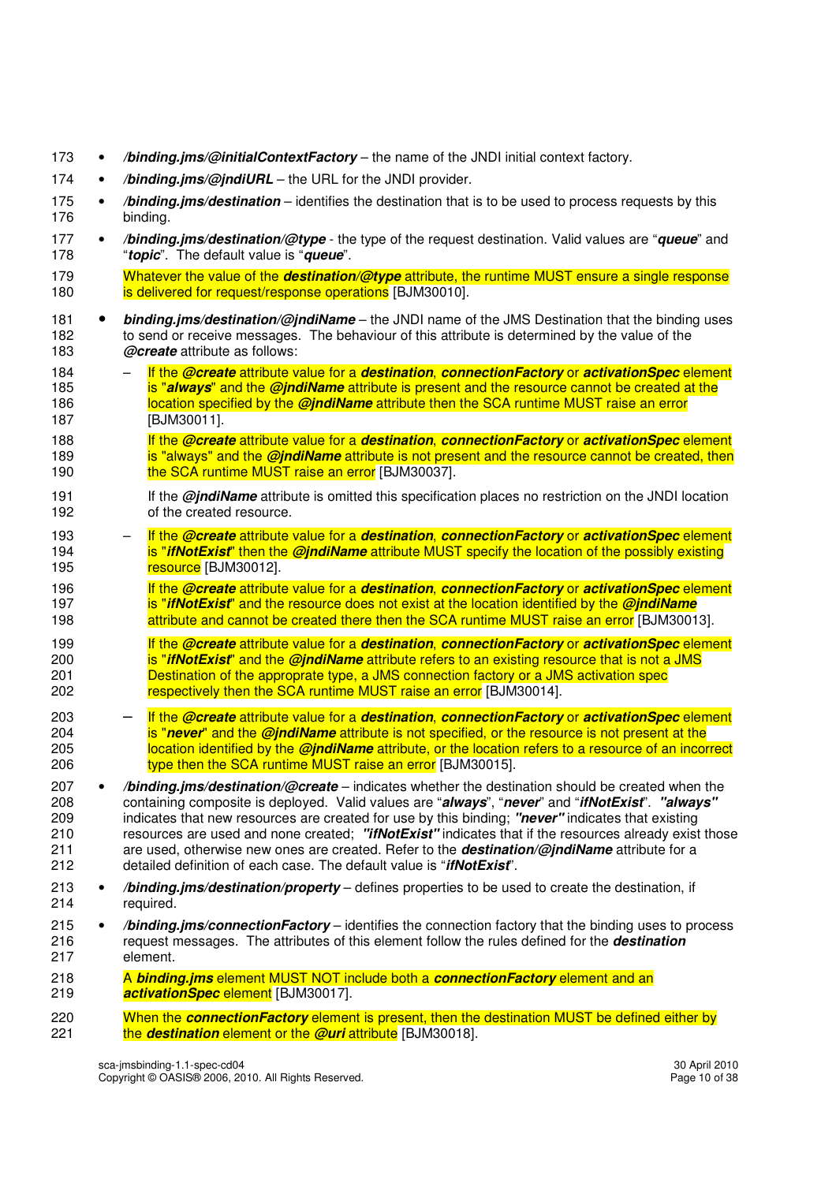- ***/binding.jms/@initialContextFactory*** – the name of the JNDI initial context factory.
- ***/binding.jms/@jndiURL*** – the URL for the JNDI provider.
- ***/binding.jms/destination*** – identifies the destination that is to be used to process requests by this binding.
- ***/binding.jms/destination/@type*** - the type of the request destination. Valid values are "***queue***" and "***topic***". The default value is "***queue***".

  Whatever the value of the ***destination/@type*** attribute, the runtime MUST ensure a single response is delivered for request/response operations [BJM30010].

- ***binding.jms/destination/@jndiName*** – the JNDI name of the JMS Destination that the binding uses to send or receive messages. The behaviour of this attribute is determined by the value of the ***@create*** attribute as follows:
  - If the ***@create*** attribute value for a ***destination***, ***connectionFactory*** or ***activationSpec*** element is "***always***" and the ***@jndiName*** attribute is present and the resource cannot be created at the location specified by the ***@jndiName*** attribute then the SCA runtime MUST raise an error [BJM30011].

    If the ***@create*** attribute value for a ***destination***, ***connectionFactory*** or ***activationSpec*** element is "always" and the ***@jndiName*** attribute is not present and the resource cannot be created, then the SCA runtime MUST raise an error [BJM30037].

    If the ***@jndiName*** attribute is omitted this specification places no restriction on the JNDI location of the created resource.

  - If the ***@create*** attribute value for a ***destination***, ***connectionFactory*** or ***activationSpec*** element is "***ifNotExist***" then the ***@jndiName*** attribute MUST specify the location of the possibly existing resource [BJM30012].

    If the ***@create*** attribute value for a ***destination***, ***connectionFactory*** or ***activationSpec*** element is "***ifNotExist***" and the resource does not exist at the location identified by the ***@jndiName*** attribute and cannot be created there then the SCA runtime MUST raise an error [BJM30013].

    If the ***@create*** attribute value for a ***destination***, ***connectionFactory*** or ***activationSpec*** element is "***ifNotExist***" and the ***@jndiName*** attribute refers to an existing resource that is not a JMS Destination of the approprate type, a JMS connection factory or a JMS activation spec respectively then the SCA runtime MUST raise an error [BJM30014].

  - If the ***@create*** attribute value for a ***destination***, ***connectionFactory*** or ***activationSpec*** element is "***never***" and the ***@jndiName*** attribute is not specified, or the resource is not present at the location identified by the ***@jndiName*** attribute, or the location refers to a resource of an incorrect type then the SCA runtime MUST raise an error [BJM30015].

- ***/binding.jms/destination/@create*** – indicates whether the destination should be created when the containing composite is deployed. Valid values are "***always***", "***never***" and "***ifNotExist***". ***"always"*** indicates that new resources are created for use by this binding; ***"never"*** indicates that existing resources are used and none created; ***"ifNotExist"*** indicates that if the resources already exist those are used, otherwise new ones are created. Refer to the ***destination/@jndiName*** attribute for a detailed definition of each case. The default value is "***ifNotExist***".
- ***/binding.jms/destination/property*** – defines properties to be used to create the destination, if required.
- ***/binding.jms/connectionFactory*** – identifies the connection factory that the binding uses to process request messages. The attributes of this element follow the rules defined for the ***destination*** element.

  A ***binding.jms*** element MUST NOT include both a ***connectionFactory*** element and an ***activationSpec*** element [BJM30017].

  When the ***connectionFactory*** element is present, then the destination MUST be defined either by the ***destination*** element or the ***@uri*** attribute [BJM30018].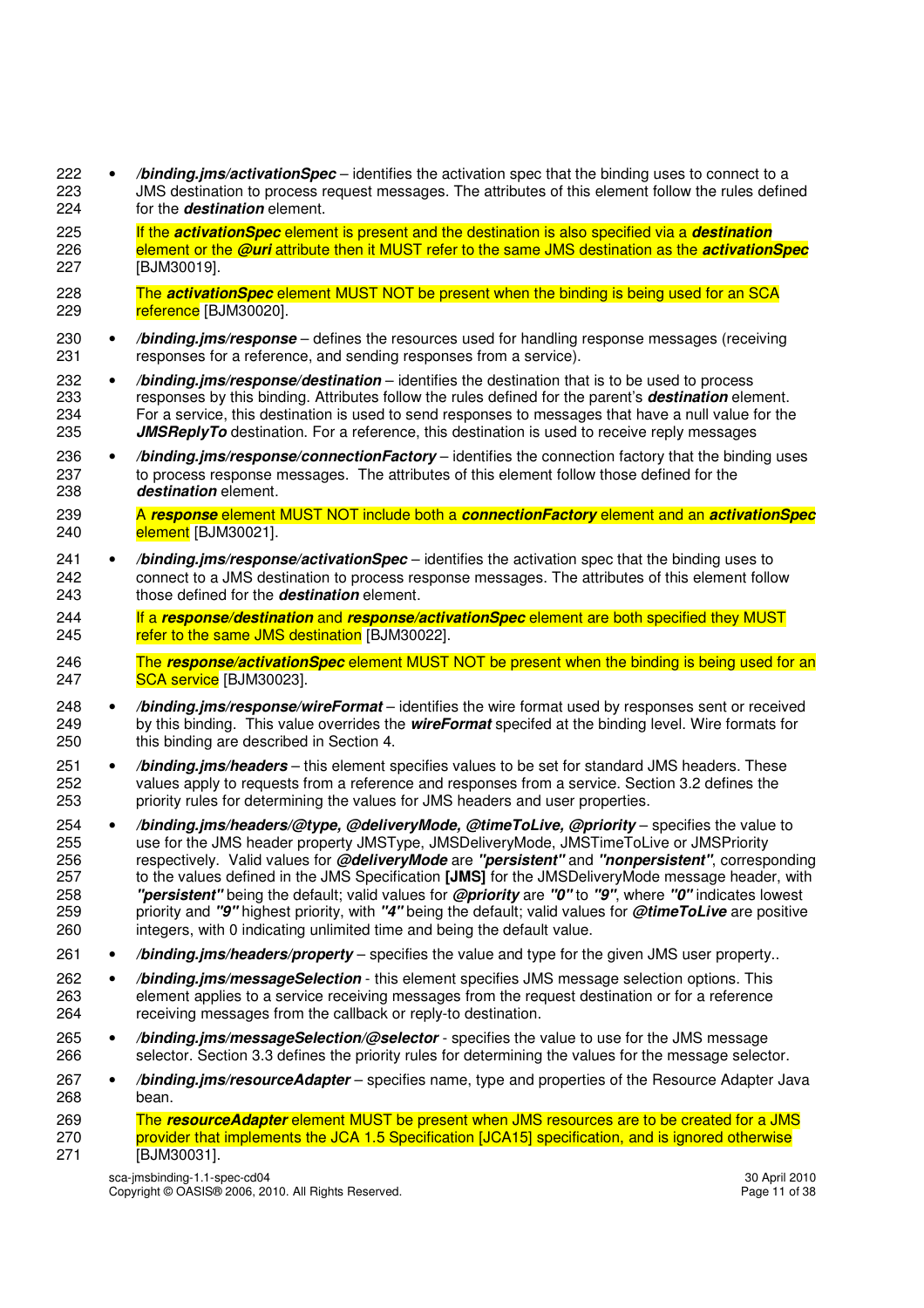- ***/binding.jms/activationSpec*** – identifies the activation spec that the binding uses to connect to a JMS destination to process request messages. The attributes of this element follow the rules defined for the ***destination*** element.

  If the ***activationSpec*** element is present and the destination is also specified via a ***destination*** element or the ***@uri*** attribute then it MUST refer to the same JMS destination as the ***activationSpec*** [BJM30019].

  The ***activationSpec*** element MUST NOT be present when the binding is being used for an SCA reference [BJM30020].

- ***/binding.jms/response*** – defines the resources used for handling response messages (receiving responses for a reference, and sending responses from a service).
- ***/binding.jms/response/destination*** – identifies the destination that is to be used to process responses by this binding. Attributes follow the rules defined for the parent's ***destination*** element. For a service, this destination is used to send responses to messages that have a null value for the ***JMSReplyTo*** destination. For a reference, this destination is used to receive reply messages
- ***/binding.jms/response/connectionFactory*** – identifies the connection factory that the binding uses to process response messages. The attributes of this element follow those defined for the ***destination*** element.

  A ***response*** element MUST NOT include both a ***connectionFactory*** element and an ***activationSpec*** element [BJM30021].

- ***/binding.jms/response/activationSpec*** – identifies the activation spec that the binding uses to connect to a JMS destination to process response messages. The attributes of this element follow those defined for the ***destination*** element.

  If a ***response/destination*** and ***response/activationSpec*** element are both specified they MUST refer to the same JMS destination [BJM30022].

  The ***response/activationSpec*** element MUST NOT be present when the binding is being used for an SCA service [BJM30023].

- ***/binding.jms/response/wireFormat*** – identifies the wire format used by responses sent or received by this binding. This value overrides the ***wireFormat*** specifed at the binding level. Wire formats for this binding are described in Section 4.
- ***/binding.jms/headers*** – this element specifies values to be set for standard JMS headers. These values apply to requests from a reference and responses from a service. Section 3.2 defines the priority rules for determining the values for JMS headers and user properties.
- ***/binding.jms/headers/@type, @deliveryMode, @timeToLive, @priority*** – specifies the value to use for the JMS header property JMSType, JMSDeliveryMode, JMSTimeToLive or JMSPriority respectively. Valid values for ***@deliveryMode*** are ***"persistent"*** and ***"nonpersistent"***, corresponding to the values defined in the JMS Specification **[JMS]** for the JMSDeliveryMode message header, with ***"persistent"*** being the default; valid values for ***@priority*** are ***"0"*** to ***"9"***, where ***"0"*** indicates lowest priority and ***"9"*** highest priority, with ***"4"*** being the default; valid values for ***@timeToLive*** are positive integers, with 0 indicating unlimited time and being the default value.
- ***/binding.jms/headers/property*** – specifies the value and type for the given JMS user property..
- ***/binding.jms/messageSelection*** - this element specifies JMS message selection options. This element applies to a service receiving messages from the request destination or for a reference receiving messages from the callback or reply-to destination.
- ***/binding.jms/messageSelection/@selector*** - specifies the value to use for the JMS message selector. Section 3.3 defines the priority rules for determining the values for the message selector.
- ***/binding.jms/resourceAdapter*** – specifies name, type and properties of the Resource Adapter Java bean.

  The ***resourceAdapter*** element MUST be present when JMS resources are to be created for a JMS provider that implements the JCA 1.5 Specification [JCA15] specification, and is ignored otherwise [BJM30031].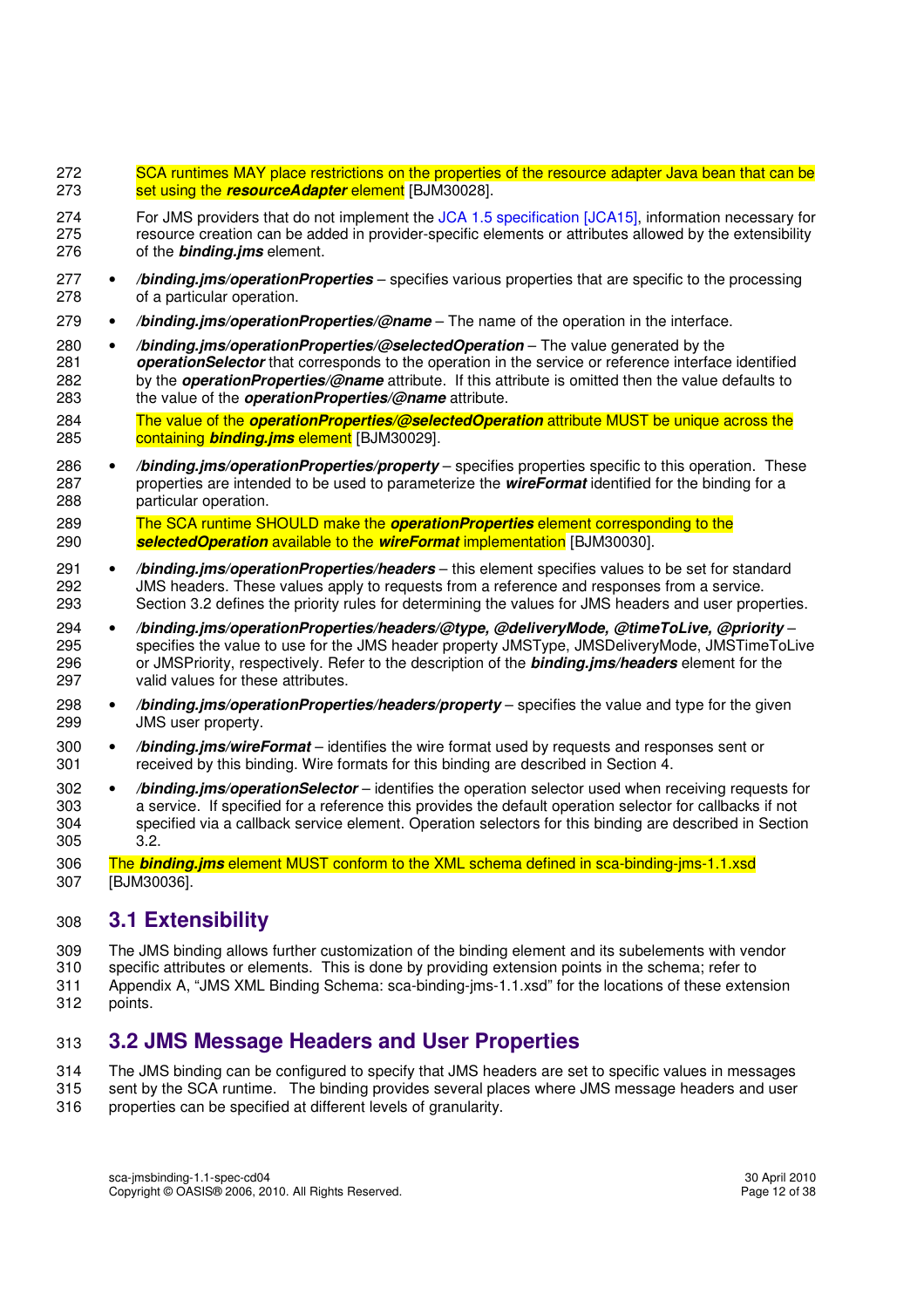SCA runtimes MAY place restrictions on the properties of the resource adapter Java bean that can be set using the ***resourceAdapter*** element [BJM30028].

For JMS providers that do not implement the JCA 1.5 specification [JCA15], information necessary for resource creation can be added in provider-specific elements or attributes allowed by the extensibility of the ***binding.jms*** element.

- ***/binding.jms/operationProperties*** – specifies various properties that are specific to the processing of a particular operation.
- ***/binding.jms/operationProperties/@name*** – The name of the operation in the interface.
- ***/binding.jms/operationProperties/@selectedOperation*** – The value generated by the ***operationSelector*** that corresponds to the operation in the service or reference interface identified by the ***operationProperties/@name*** attribute. If this attribute is omitted then the value defaults to the value of the ***operationProperties/@name*** attribute.

  The value of the ***operationProperties/@selectedOperation*** attribute MUST be unique across the containing ***binding.jms*** element [BJM30029].
- ***/binding.jms/operationProperties/property*** – specifies properties specific to this operation. These properties are intended to be used to parameterize the ***wireFormat*** identified for the binding for a particular operation.

  The SCA runtime SHOULD make the ***operationProperties*** element corresponding to the ***selectedOperation*** available to the ***wireFormat*** implementation [BJM30030].
- ***/binding.jms/operationProperties/headers*** – this element specifies values to be set for standard JMS headers. These values apply to requests from a reference and responses from a service. Section 3.2 defines the priority rules for determining the values for JMS headers and user properties.
- ***/binding.jms/operationProperties/headers/@type, @deliveryMode, @timeToLive, @priority*** – specifies the value to use for the JMS header property JMSType, JMSDeliveryMode, JMSTimeToLive or JMSPriority, respectively. Refer to the description of the ***binding.jms/headers*** element for the valid values for these attributes.
- ***/binding.jms/operationProperties/headers/property*** – specifies the value and type for the given JMS user property.
- ***/binding.jms/wireFormat*** – identifies the wire format used by requests and responses sent or received by this binding. Wire formats for this binding are described in Section 4.
- ***/binding.jms/operationSelector*** – identifies the operation selector used when receiving requests for a service. If specified for a reference this provides the default operation selector for callbacks if not specified via a callback service element. Operation selectors for this binding are described in Section 3.2.

The ***binding.jms*** element MUST conform to the XML schema defined in sca-binding-jms-1.1.xsd [BJM30036].

## 3.1 Extensibility

The JMS binding allows further customization of the binding element and its subelements with vendor specific attributes or elements. This is done by providing extension points in the schema; refer to Appendix A, "JMS XML Binding Schema: sca-binding-jms-1.1.xsd" for the locations of these extension points.

## 3.2 JMS Message Headers and User Properties

The JMS binding can be configured to specify that JMS headers are set to specific values in messages sent by the SCA runtime. The binding provides several places where JMS message headers and user properties can be specified at different levels of granularity.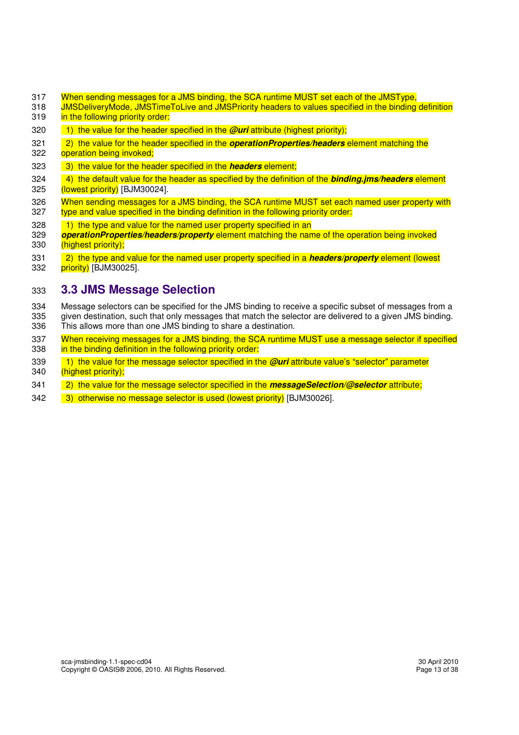When sending messages for a JMS binding, the SCA runtime MUST set each of the JMSType, JMSDeliveryMode, JMSTimeToLive and JMSPriority headers to values specified in the binding definition in the following priority order:

1) the value for the header specified in the ***@uri*** attribute (highest priority);

2) the value for the header specified in the ***operationProperties/headers*** element matching the operation being invoked;

3) the value for the header specified in the ***headers*** element;

4) the default value for the header as specified by the definition of the ***binding.jms/headers*** element (lowest priority) [BJM30024].

When sending messages for a JMS binding, the SCA runtime MUST set each named user property with type and value specified in the binding definition in the following priority order:

1) the type and value for the named user property specified in an ***operationProperties/headers/property*** element matching the name of the operation being invoked (highest priority);

2) the type and value for the named user property specified in a ***headers/property*** element (lowest priority) [BJM30025].

## 3.3 JMS Message Selection

Message selectors can be specified for the JMS binding to receive a specific subset of messages from a given destination, such that only messages that match the selector are delivered to a given JMS binding. This allows more than one JMS binding to share a destination.

When receiving messages for a JMS binding, the SCA runtime MUST use a message selector if specified in the binding definition in the following priority order:

1) the value for the message selector specified in the ***@uri*** attribute value's "selector" parameter (highest priority);

2) the value for the message selector specified in the ***messageSelection/@selector*** attribute;

3) otherwise no message selector is used (lowest priority) [BJM30026].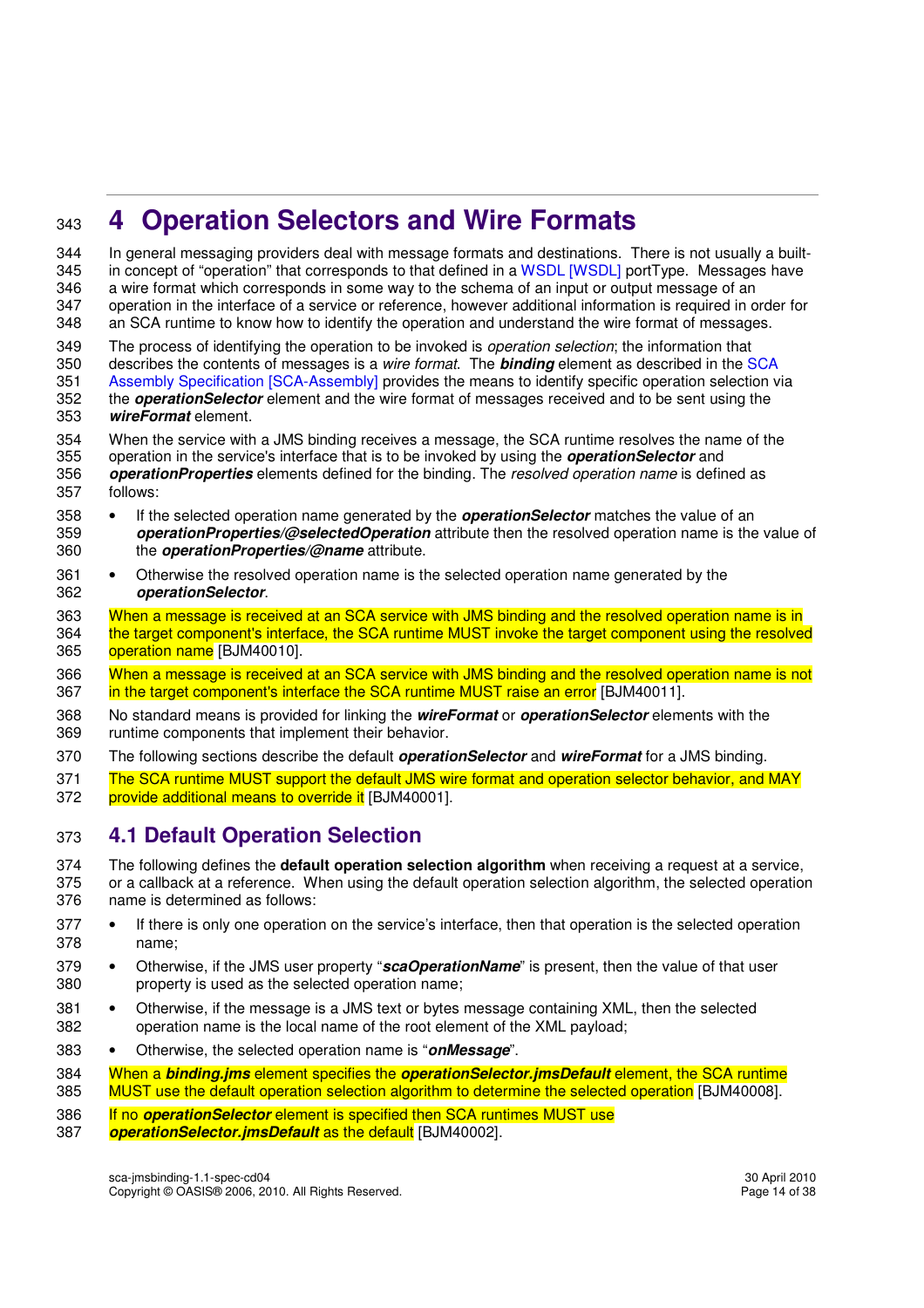# 4 Operation Selectors and Wire Formats

In general messaging providers deal with message formats and destinations. There is not usually a built-in concept of “operation” that corresponds to that defined in a WSDL [WSDL] portType. Messages have a wire format which corresponds in some way to the schema of an input or output message of an operation in the interface of a service or reference, however additional information is required in order for an SCA runtime to know how to identify the operation and understand the wire format of messages.

The process of identifying the operation to be invoked is *operation selection*; the information that describes the contents of messages is a *wire format*. The ***binding*** element as described in the SCA Assembly Specification [SCA-Assembly] provides the means to identify specific operation selection via the ***operationSelector*** element and the wire format of messages received and to be sent using the ***wireFormat*** element.

When the service with a JMS binding receives a message, the SCA runtime resolves the name of the operation in the service's interface that is to be invoked by using the ***operationSelector*** and ***operationProperties*** elements defined for the binding. The *resolved operation name* is defined as follows:

- If the selected operation name generated by the ***operationSelector*** matches the value of an ***operationProperties/@selectedOperation*** attribute then the resolved operation name is the value of the ***operationProperties/@name*** attribute.
- Otherwise the resolved operation name is the selected operation name generated by the ***operationSelector***.

When a message is received at an SCA service with JMS binding and the resolved operation name is in the target component's interface, the SCA runtime MUST invoke the target component using the resolved operation name [BJM40010].

When a message is received at an SCA service with JMS binding and the resolved operation name is not in the target component's interface the SCA runtime MUST raise an error [BJM40011].

No standard means is provided for linking the ***wireFormat*** or ***operationSelector*** elements with the runtime components that implement their behavior.

The following sections describe the default ***operationSelector*** and ***wireFormat*** for a JMS binding.

The SCA runtime MUST support the default JMS wire format and operation selector behavior, and MAY provide additional means to override it [BJM40001].

## 4.1 Default Operation Selection

The following defines the **default operation selection algorithm** when receiving a request at a service, or a callback at a reference. When using the default operation selection algorithm, the selected operation name is determined as follows:

- If there is only one operation on the service’s interface, then that operation is the selected operation name;
- Otherwise, if the JMS user property “***scaOperationName***” is present, then the value of that user property is used as the selected operation name;
- Otherwise, if the message is a JMS text or bytes message containing XML, then the selected operation name is the local name of the root element of the XML payload;
- Otherwise, the selected operation name is “***onMessage***”.

When a ***binding.jms*** element specifies the ***operationSelector.jmsDefault*** element, the SCA runtime MUST use the default operation selection algorithm to determine the selected operation [BJM40008].

If no ***operationSelector*** element is specified then SCA runtimes MUST use ***operationSelector.jmsDefault*** as the default [BJM40002].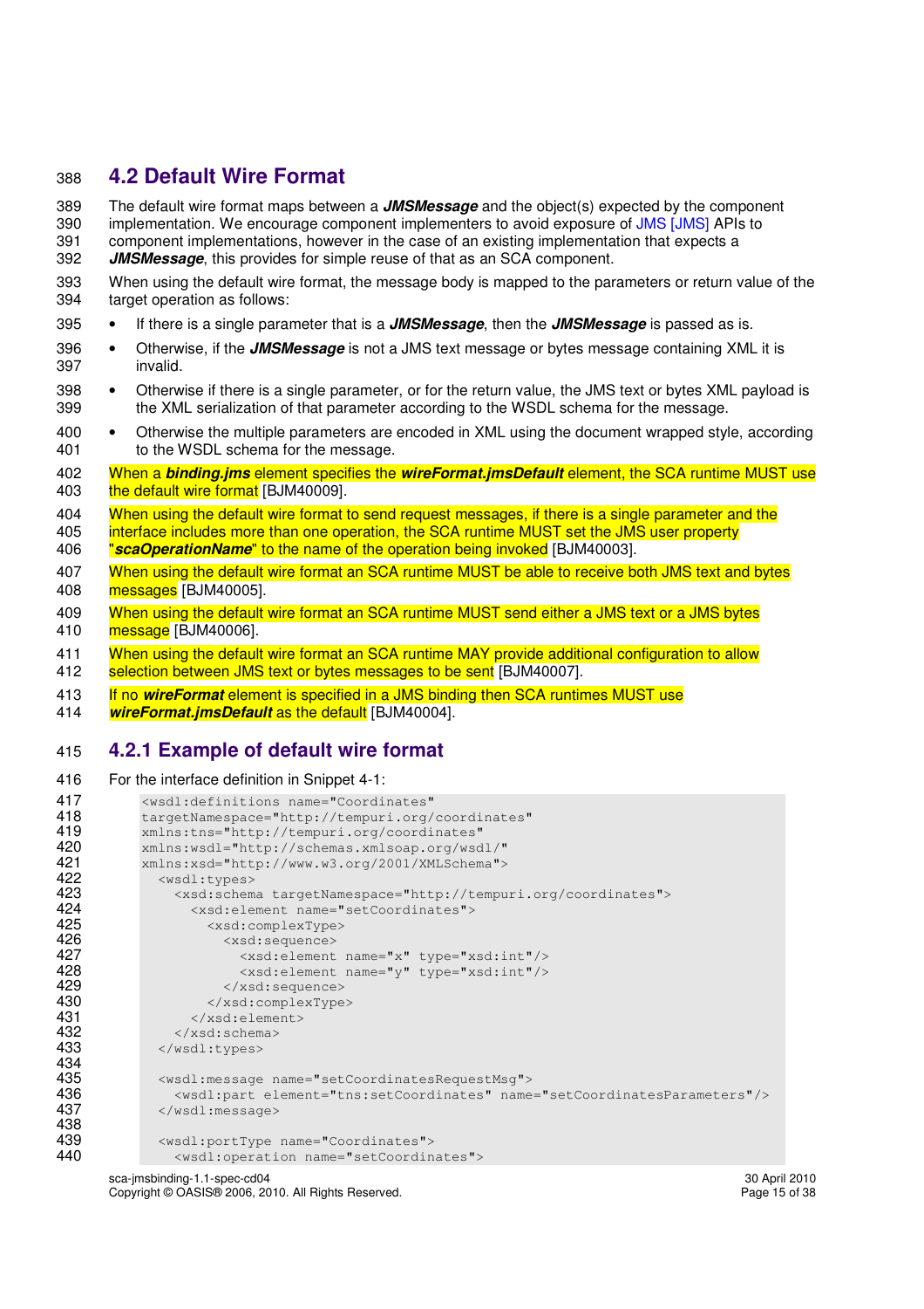## 4.2 Default Wire Format

The default wire format maps between a ***JMSMessage*** and the object(s) expected by the component implementation. We encourage component implementers to avoid exposure of JMS [JMS] APIs to component implementations, however in the case of an existing implementation that expects a ***JMSMessage***, this provides for simple reuse of that as an SCA component.

When using the default wire format, the message body is mapped to the parameters or return value of the target operation as follows:

- If there is a single parameter that is a ***JMSMessage***, then the ***JMSMessage*** is passed as is.
- Otherwise, if the ***JMSMessage*** is not a JMS text message or bytes message containing XML it is invalid.
- Otherwise if there is a single parameter, or for the return value, the JMS text or bytes XML payload is the XML serialization of that parameter according to the WSDL schema for the message.
- Otherwise the multiple parameters are encoded in XML using the document wrapped style, according to the WSDL schema for the message.

When a ***binding.jms*** element specifies the ***wireFormat.jmsDefault*** element, the SCA runtime MUST use the default wire format [BJM40009].

When using the default wire format to send request messages, if there is a single parameter and the interface includes more than one operation, the SCA runtime MUST set the JMS user property "***scaOperationName***" to the name of the operation being invoked [BJM40003].

When using the default wire format an SCA runtime MUST be able to receive both JMS text and bytes messages [BJM40005].

When using the default wire format an SCA runtime MUST send either a JMS text or a JMS bytes message [BJM40006].

When using the default wire format an SCA runtime MAY provide additional configuration to allow selection between JMS text or bytes messages to be sent [BJM40007].

If no ***wireFormat*** element is specified in a JMS binding then SCA runtimes MUST use ***wireFormat.jmsDefault*** as the default [BJM40004].

### 4.2.1 Example of default wire format

For the interface definition in Snippet 4-1:

```
<wsdl:definitions name="Coordinates"
targetNamespace="http://tempuri.org/coordinates"
xmlns:tns="http://tempuri.org/coordinates"
xmlns:wsdl="http://schemas.xmlsoap.org/wsdl/"
xmlns:xsd="http://www.w3.org/2001/XMLSchema">
  <wsdl:types>
    <xsd:schema targetNamespace="http://tempuri.org/coordinates">
      <xsd:element name="setCoordinates">
        <xsd:complexType>
          <xsd:sequence>
            <xsd:element name="x" type="xsd:int"/>
            <xsd:element name="y" type="xsd:int"/>
          </xsd:sequence>
        </xsd:complexType>
      </xsd:element>
    </xsd:schema>
  </wsdl:types>

  <wsdl:message name="setCoordinatesRequestMsg">
    <wsdl:part element="tns:setCoordinates" name="setCoordinatesParameters"/>
  </wsdl:message>

  <wsdl:portType name="Coordinates">
    <wsdl:operation name="setCoordinates">
```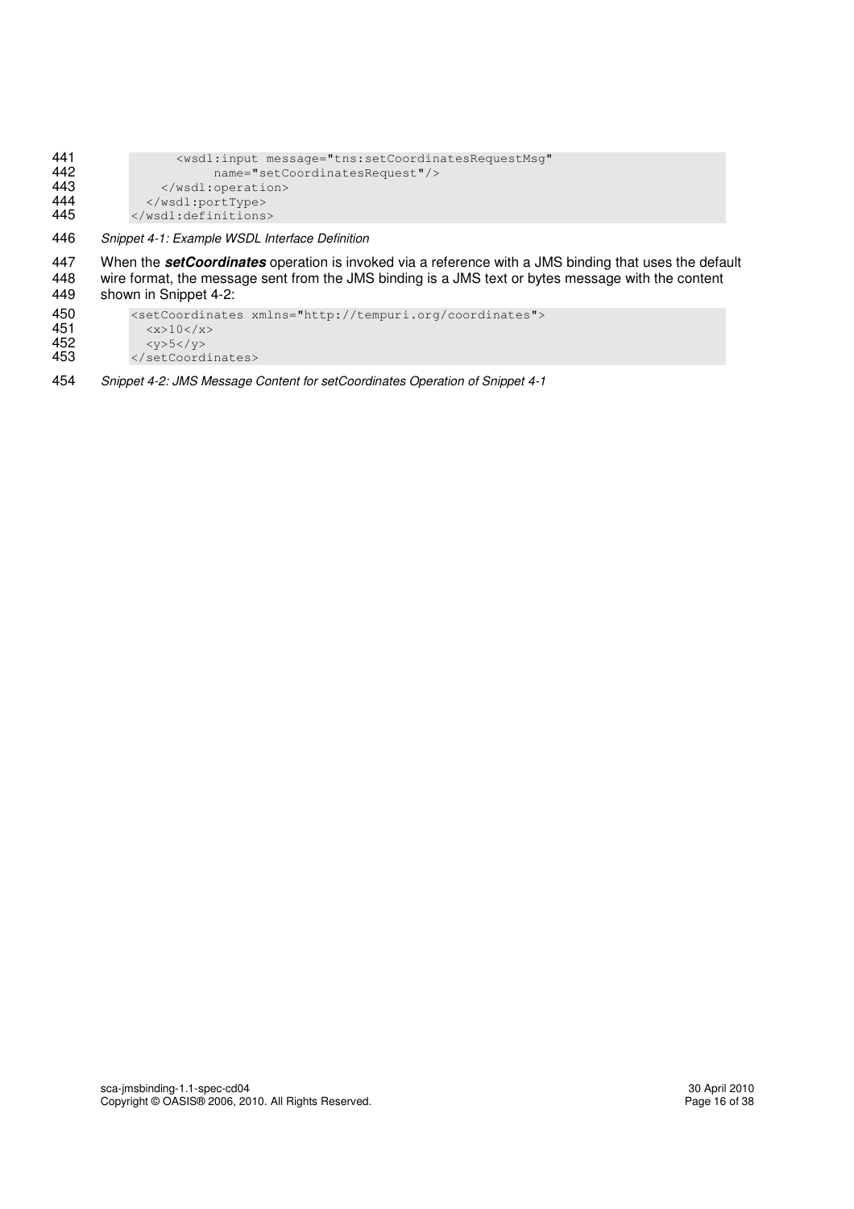```
        <wsdl:input message="tns:setCoordinatesRequestMsg"
              name="setCoordinatesRequest"/>
      </wsdl:operation>
    </wsdl:portType>
  </wsdl:definitions>
```

*Snippet 4-1: Example WSDL Interface Definition*

When the ***setCoordinates*** operation is invoked via a reference with a JMS binding that uses the default wire format, the message sent from the JMS binding is a JMS text or bytes message with the content shown in Snippet 4-2:

```
<setCoordinates xmlns="http://tempuri.org/coordinates">
  <x>10</x>
  <y>5</y>
</setCoordinates>
```

*Snippet 4-2: JMS Message Content for setCoordinates Operation of Snippet 4-1*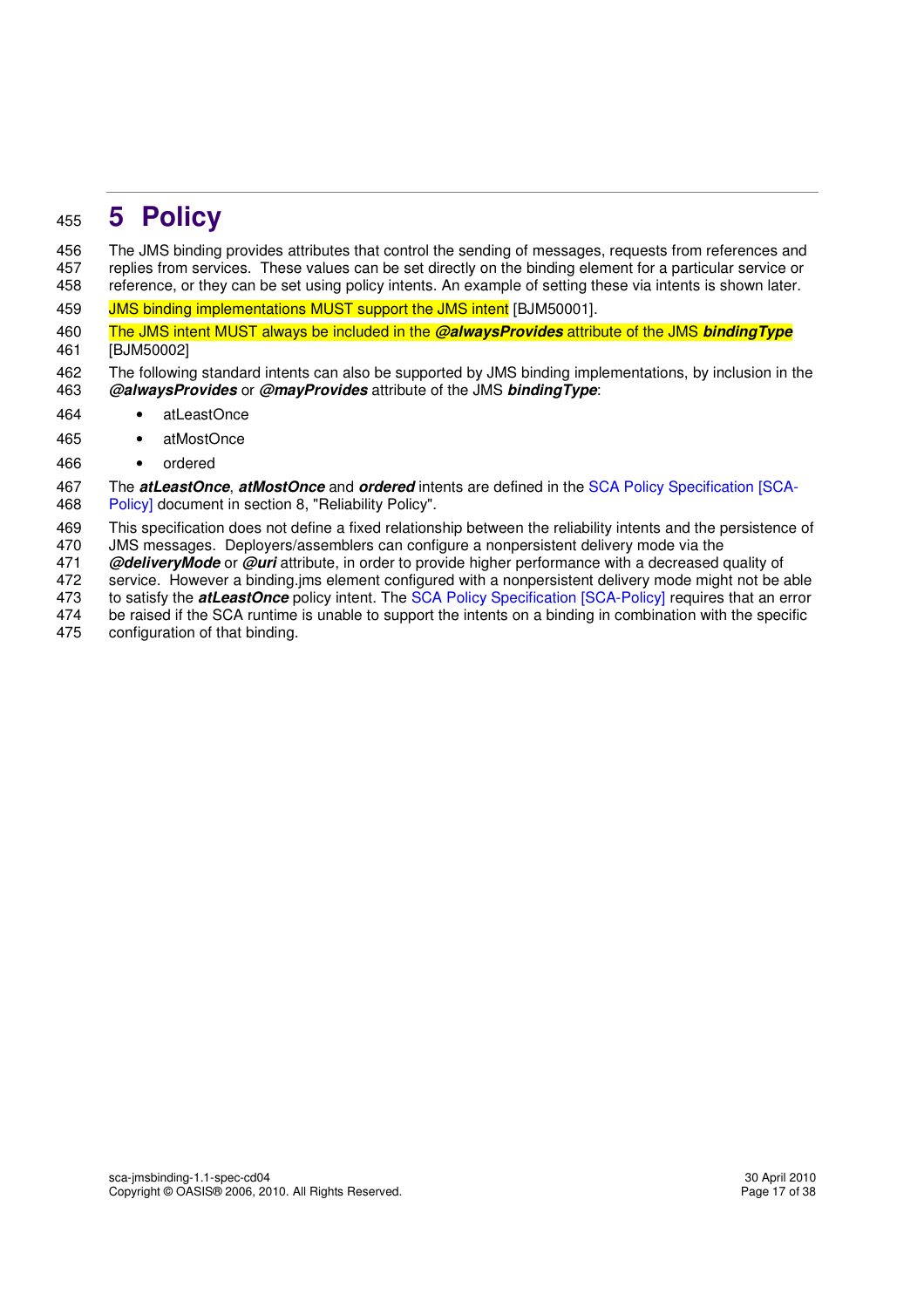# 5 Policy

The JMS binding provides attributes that control the sending of messages, requests from references and replies from services. These values can be set directly on the binding element for a particular service or reference, or they can be set using policy intents. An example of setting these via intents is shown later.

JMS binding implementations MUST support the JMS intent [BJM50001].

The JMS intent MUST always be included in the ***@alwaysProvides*** attribute of the JMS ***bindingType*** [BJM50002]

The following standard intents can also be supported by JMS binding implementations, by inclusion in the ***@alwaysProvides*** or ***@mayProvides*** attribute of the JMS ***bindingType***:

- atLeastOnce
- atMostOnce
- ordered

The ***atLeastOnce***, ***atMostOnce*** and ***ordered*** intents are defined in the SCA Policy Specification [SCA-Policy] document in section 8, "Reliability Policy".

This specification does not define a fixed relationship between the reliability intents and the persistence of JMS messages. Deployers/assemblers can configure a nonpersistent delivery mode via the ***@deliveryMode*** or ***@uri*** attribute, in order to provide higher performance with a decreased quality of service. However a binding.jms element configured with a nonpersistent delivery mode might not be able to satisfy the ***atLeastOnce*** policy intent. The SCA Policy Specification [SCA-Policy] requires that an error be raised if the SCA runtime is unable to support the intents on a binding in combination with the specific configuration of that binding.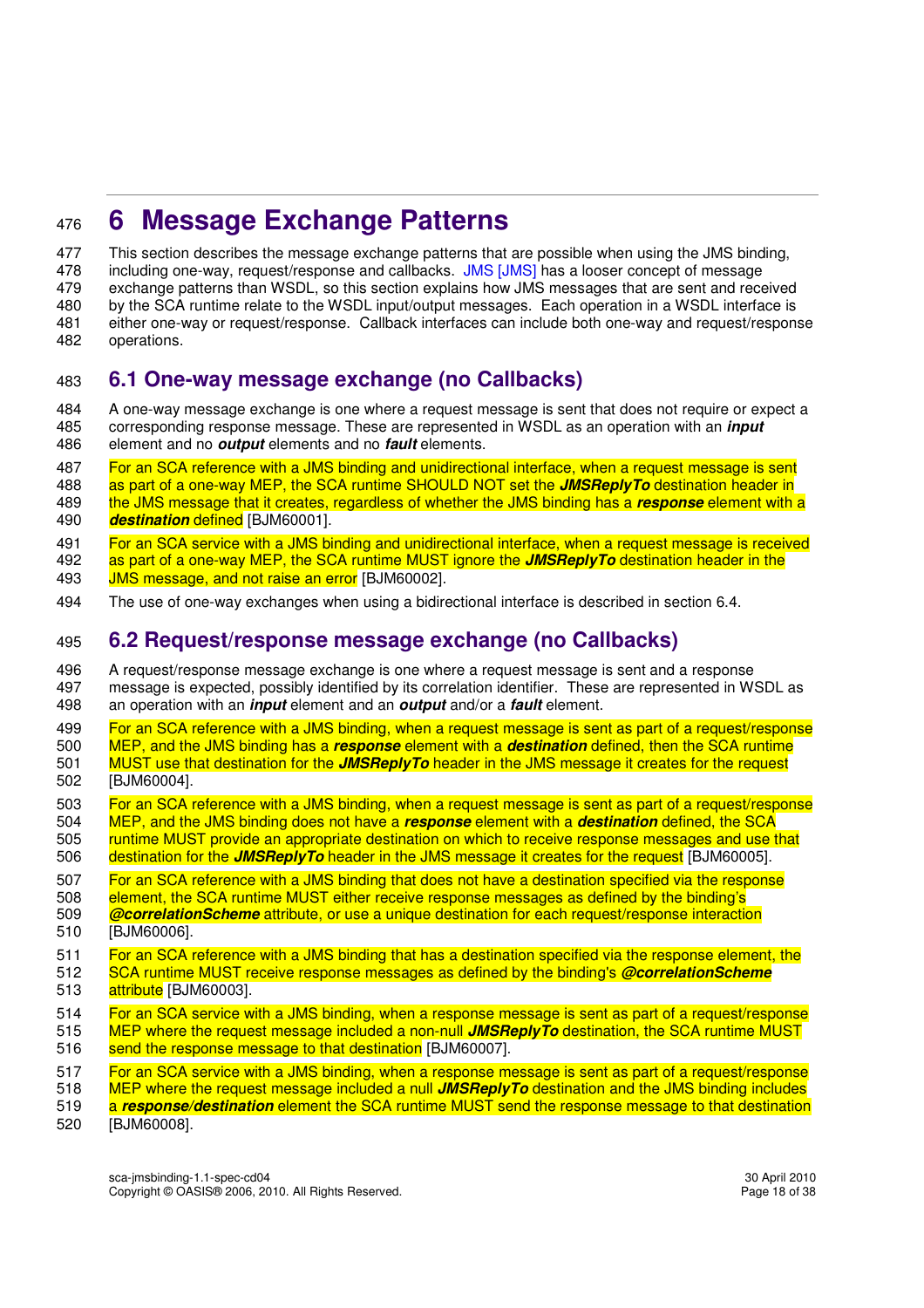# 6 Message Exchange Patterns

This section describes the message exchange patterns that are possible when using the JMS binding, including one-way, request/response and callbacks. JMS [JMS] has a looser concept of message exchange patterns than WSDL, so this section explains how JMS messages that are sent and received by the SCA runtime relate to the WSDL input/output messages. Each operation in a WSDL interface is either one-way or request/response. Callback interfaces can include both one-way and request/response operations.

## 6.1 One-way message exchange (no Callbacks)

A one-way message exchange is one where a request message is sent that does not require or expect a corresponding response message. These are represented in WSDL as an operation with an ***input*** element and no ***output*** elements and no ***fault*** elements.

For an SCA reference with a JMS binding and unidirectional interface, when a request message is sent as part of a one-way MEP, the SCA runtime SHOULD NOT set the ***JMSReplyTo*** destination header in the JMS message that it creates, regardless of whether the JMS binding has a ***response*** element with a ***destination*** defined [BJM60001].

For an SCA service with a JMS binding and unidirectional interface, when a request message is received as part of a one-way MEP, the SCA runtime MUST ignore the ***JMSReplyTo*** destination header in the JMS message, and not raise an error [BJM60002].

The use of one-way exchanges when using a bidirectional interface is described in section 6.4.

## 6.2 Request/response message exchange (no Callbacks)

A request/response message exchange is one where a request message is sent and a response message is expected, possibly identified by its correlation identifier. These are represented in WSDL as an operation with an ***input*** element and an ***output*** and/or a ***fault*** element.

For an SCA reference with a JMS binding, when a request message is sent as part of a request/response MEP, and the JMS binding has a ***response*** element with a ***destination*** defined, then the SCA runtime MUST use that destination for the ***JMSReplyTo*** header in the JMS message it creates for the request [BJM60004].

For an SCA reference with a JMS binding, when a request message is sent as part of a request/response MEP, and the JMS binding does not have a ***response*** element with a ***destination*** defined, the SCA runtime MUST provide an appropriate destination on which to receive response messages and use that destination for the ***JMSReplyTo*** header in the JMS message it creates for the request [BJM60005].

For an SCA reference with a JMS binding that does not have a destination specified via the response element, the SCA runtime MUST either receive response messages as defined by the binding's ***@correlationScheme*** attribute, or use a unique destination for each request/response interaction [BJM60006].

For an SCA reference with a JMS binding that has a destination specified via the response element, the SCA runtime MUST receive response messages as defined by the binding's ***@correlationScheme*** attribute [BJM60003].

For an SCA service with a JMS binding, when a response message is sent as part of a request/response MEP where the request message included a non-null ***JMSReplyTo*** destination, the SCA runtime MUST send the response message to that destination [BJM60007].

For an SCA service with a JMS binding, when a response message is sent as part of a request/response MEP where the request message included a null ***JMSReplyTo*** destination and the JMS binding includes a ***response/destination*** element the SCA runtime MUST send the response message to that destination [BJM60008].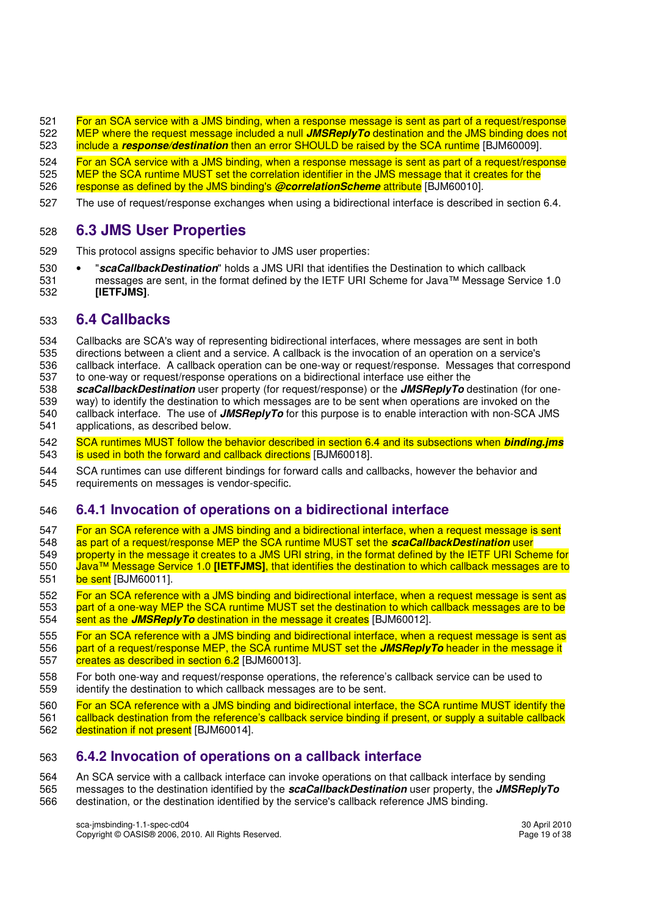For an SCA service with a JMS binding, when a response message is sent as part of a request/response MEP where the request message included a null ***JMSReplyTo*** destination and the JMS binding does not include a ***response/destination*** then an error SHOULD be raised by the SCA runtime [BJM60009].

For an SCA service with a JMS binding, when a response message is sent as part of a request/response MEP the SCA runtime MUST set the correlation identifier in the JMS message that it creates for the response as defined by the JMS binding's ***@correlationScheme*** attribute [BJM60010].

The use of request/response exchanges when using a bidirectional interface is described in section 6.4.

## 6.3 JMS User Properties

This protocol assigns specific behavior to JMS user properties:

- "***scaCallbackDestination***" holds a JMS URI that identifies the Destination to which callback messages are sent, in the format defined by the IETF URI Scheme for Java™ Message Service 1.0 **[IETFJMS]**.

## 6.4 Callbacks

Callbacks are SCA's way of representing bidirectional interfaces, where messages are sent in both directions between a client and a service. A callback is the invocation of an operation on a service's callback interface. A callback operation can be one-way or request/response. Messages that correspond to one-way or request/response operations on a bidirectional interface use either the ***scaCallbackDestination*** user property (for request/response) or the ***JMSReplyTo*** destination (for one-way) to identify the destination to which messages are to be sent when operations are invoked on the callback interface. The use of ***JMSReplyTo*** for this purpose is to enable interaction with non-SCA JMS applications, as described below.

SCA runtimes MUST follow the behavior described in section 6.4 and its subsections when ***binding.jms*** is used in both the forward and callback directions [BJM60018].

SCA runtimes can use different bindings for forward calls and callbacks, however the behavior and requirements on messages is vendor-specific.

### 6.4.1 Invocation of operations on a bidirectional interface

For an SCA reference with a JMS binding and a bidirectional interface, when a request message is sent as part of a request/response MEP the SCA runtime MUST set the ***scaCallbackDestination*** user property in the message it creates to a JMS URI string, in the format defined by the IETF URI Scheme for Java™ Message Service 1.0 **[IETFJMS]**, that identifies the destination to which callback messages are to be sent [BJM60011].

For an SCA reference with a JMS binding and bidirectional interface, when a request message is sent as part of a one-way MEP the SCA runtime MUST set the destination to which callback messages are to be sent as the ***JMSReplyTo*** destination in the message it creates [BJM60012].

For an SCA reference with a JMS binding and bidirectional interface, when a request message is sent as part of a request/response MEP, the SCA runtime MUST set the ***JMSReplyTo*** header in the message it creates as described in section 6.2 [BJM60013].

For both one-way and request/response operations, the reference's callback service can be used to identify the destination to which callback messages are to be sent.

For an SCA reference with a JMS binding and bidirectional interface, the SCA runtime MUST identify the callback destination from the reference's callback service binding if present, or supply a suitable callback destination if not present [BJM60014].

### 6.4.2 Invocation of operations on a callback interface

An SCA service with a callback interface can invoke operations on that callback interface by sending messages to the destination identified by the ***scaCallbackDestination*** user property, the ***JMSReplyTo*** destination, or the destination identified by the service's callback reference JMS binding.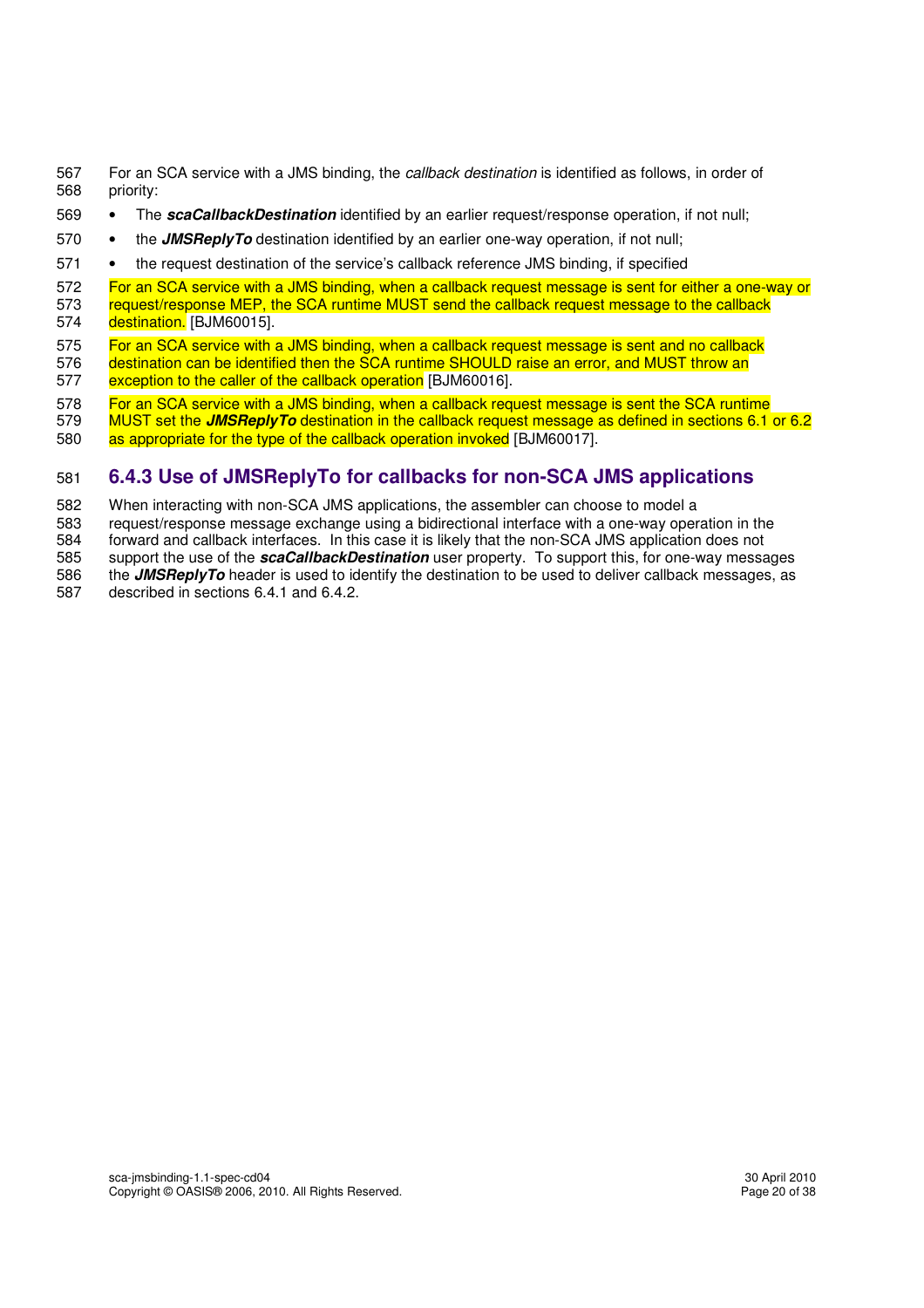For an SCA service with a JMS binding, the *callback destination* is identified as follows, in order of priority:

- The ***scaCallbackDestination*** identified by an earlier request/response operation, if not null;
- the ***JMSReplyTo*** destination identified by an earlier one-way operation, if not null;
- the request destination of the service's callback reference JMS binding, if specified

For an SCA service with a JMS binding, when a callback request message is sent for either a one-way or request/response MEP, the SCA runtime MUST send the callback request message to the callback destination. [BJM60015].

For an SCA service with a JMS binding, when a callback request message is sent and no callback destination can be identified then the SCA runtime SHOULD raise an error, and MUST throw an exception to the caller of the callback operation [BJM60016].

For an SCA service with a JMS binding, when a callback request message is sent the SCA runtime MUST set the ***JMSReplyTo*** destination in the callback request message as defined in sections 6.1 or 6.2 as appropriate for the type of the callback operation invoked [BJM60017].

### 6.4.3 Use of JMSReplyTo for callbacks for non-SCA JMS applications

When interacting with non-SCA JMS applications, the assembler can choose to model a request/response message exchange using a bidirectional interface with a one-way operation in the forward and callback interfaces. In this case it is likely that the non-SCA JMS application does not support the use of the ***scaCallbackDestination*** user property. To support this, for one-way messages the ***JMSReplyTo*** header is used to identify the destination to be used to deliver callback messages, as described in sections 6.4.1 and 6.4.2.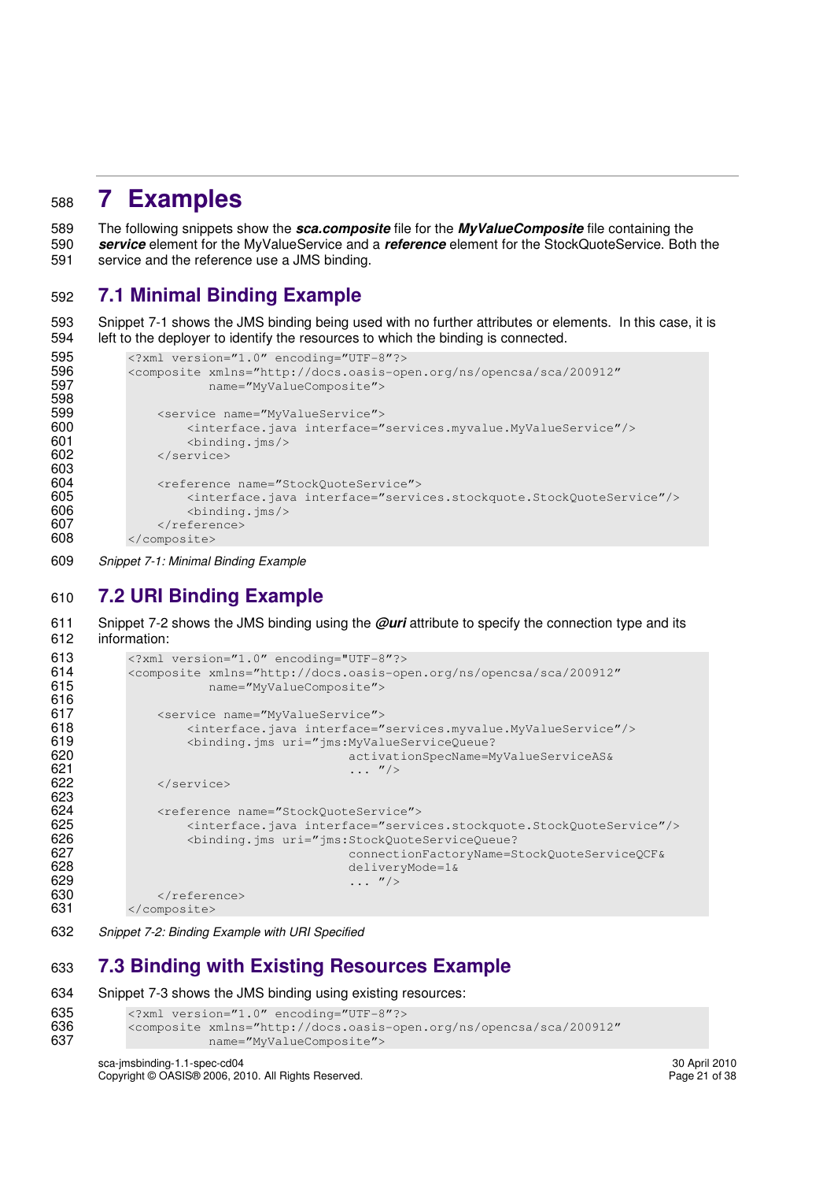# 7 Examples

The following snippets show the ***sca.composite*** file for the ***MyValueComposite*** file containing the ***service*** element for the MyValueService and a ***reference*** element for the StockQuoteService. Both the service and the reference use a JMS binding.

## 7.1 Minimal Binding Example

Snippet 7-1 shows the JMS binding being used with no further attributes or elements. In this case, it is left to the deployer to identify the resources to which the binding is connected.

```
<?xml version="1.0" encoding="UTF-8"?>
<composite xmlns="http://docs.oasis-open.org/ns/opencsa/sca/200912"
           name="MyValueComposite">

    <service name="MyValueService">
        <interface.java interface="services.myvalue.MyValueService"/>
        <binding.jms/>
    </service>

    <reference name="StockQuoteService">
        <interface.java interface="services.stockquote.StockQuoteService"/>
        <binding.jms/>
    </reference>
</composite>
```

*Snippet 7-1: Minimal Binding Example*

## 7.2 URI Binding Example

Snippet 7-2 shows the JMS binding using the ***@uri*** attribute to specify the connection type and its information:

```
<?xml version="1.0" encoding="UTF-8"?>
<composite xmlns="http://docs.oasis-open.org/ns/opencsa/sca/200912"
           name="MyValueComposite">

    <service name="MyValueService">
        <interface.java interface="services.myvalue.MyValueService"/>
        <binding.jms uri="jms:MyValueServiceQueue?
                          activationSpecName=MyValueServiceAS&
                          ... "/>
    </service>

    <reference name="StockQuoteService">
        <interface.java interface="services.stockquote.StockQuoteService"/>
        <binding.jms uri="jms:StockQuoteServiceQueue?
                          connectionFactoryName=StockQuoteServiceQCF&
                          deliveryMode=1&
                          ... "/>
    </reference>
</composite>
```

*Snippet 7-2: Binding Example with URI Specified*

## 7.3 Binding with Existing Resources Example

Snippet 7-3 shows the JMS binding using existing resources:

```
<?xml version="1.0" encoding="UTF-8"?>
<composite xmlns="http://docs.oasis-open.org/ns/opencsa/sca/200912"
           name="MyValueComposite">
```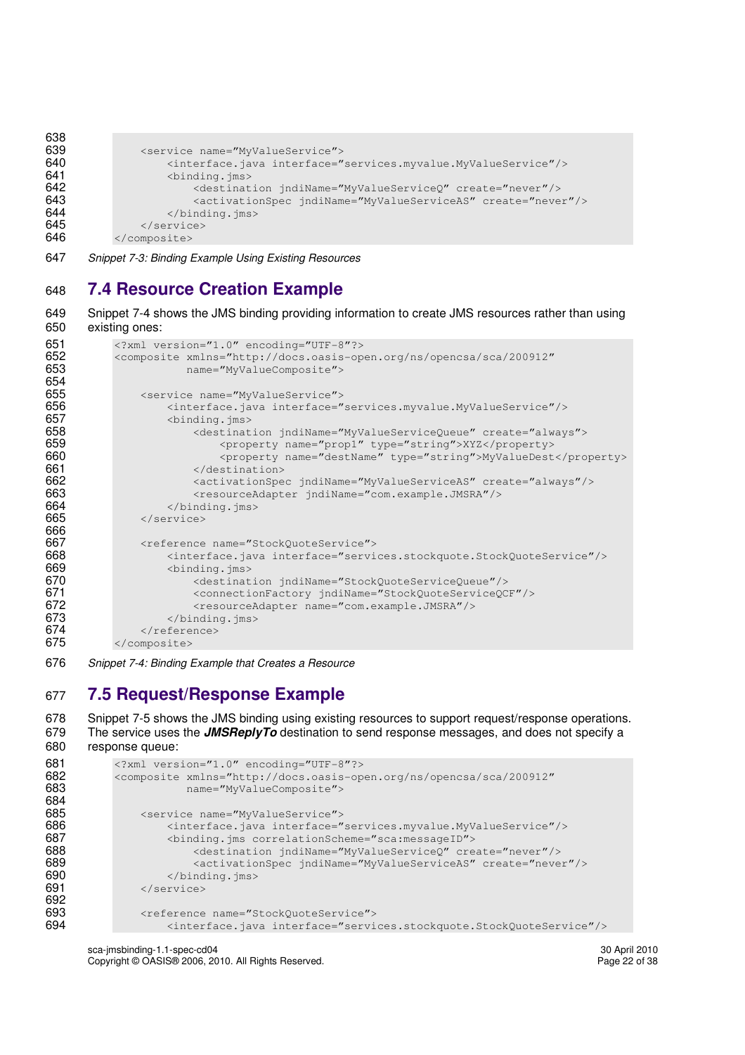```
    <service name="MyValueService">
        <interface.java interface="services.myvalue.MyValueService"/>
        <binding.jms>
            <destination jndiName="MyValueServiceQ" create="never"/>
            <activationSpec jndiName="MyValueServiceAS" create="never"/>
        </binding.jms>
    </service>
</composite>
```

*Snippet 7-3: Binding Example Using Existing Resources*

## 7.4 Resource Creation Example

Snippet 7-4 shows the JMS binding providing information to create JMS resources rather than using existing ones:

```
<?xml version="1.0" encoding="UTF-8"?>
<composite xmlns="http://docs.oasis-open.org/ns/opencsa/sca/200912"
           name="MyValueComposite">

    <service name="MyValueService">
        <interface.java interface="services.myvalue.MyValueService"/>
        <binding.jms>
            <destination jndiName="MyValueServiceQueue" create="always">
                <property name="prop1" type="string">XYZ</property>
                <property name="destName" type="string">MyValueDest</property>
            </destination>
            <activationSpec jndiName="MyValueServiceAS" create="always"/>
            <resourceAdapter jndiName="com.example.JMSRA"/>
        </binding.jms>
    </service>

    <reference name="StockQuoteService">
        <interface.java interface="services.stockquote.StockQuoteService"/>
        <binding.jms>
            <destination jndiName="StockQuoteServiceQueue"/>
            <connectionFactory jndiName="StockQuoteServiceQCF"/>
            <resourceAdapter name="com.example.JMSRA"/>
        </binding.jms>
    </reference>
</composite>
```

*Snippet 7-4: Binding Example that Creates a Resource*

## 7.5 Request/Response Example

Snippet 7-5 shows the JMS binding using existing resources to support request/response operations. The service uses the ***JMSReplyTo*** destination to send response messages, and does not specify a response queue:

```
<?xml version="1.0" encoding="UTF-8"?>
<composite xmlns="http://docs.oasis-open.org/ns/opencsa/sca/200912"
           name="MyValueComposite">

    <service name="MyValueService">
        <interface.java interface="services.myvalue.MyValueService"/>
        <binding.jms correlationScheme="sca:messageID">
            <destination jndiName="MyValueServiceQ" create="never"/>
            <activationSpec jndiName="MyValueServiceAS" create="never"/>
        </binding.jms>
    </service>

    <reference name="StockQuoteService">
        <interface.java interface="services.stockquote.StockQuoteService"/>
```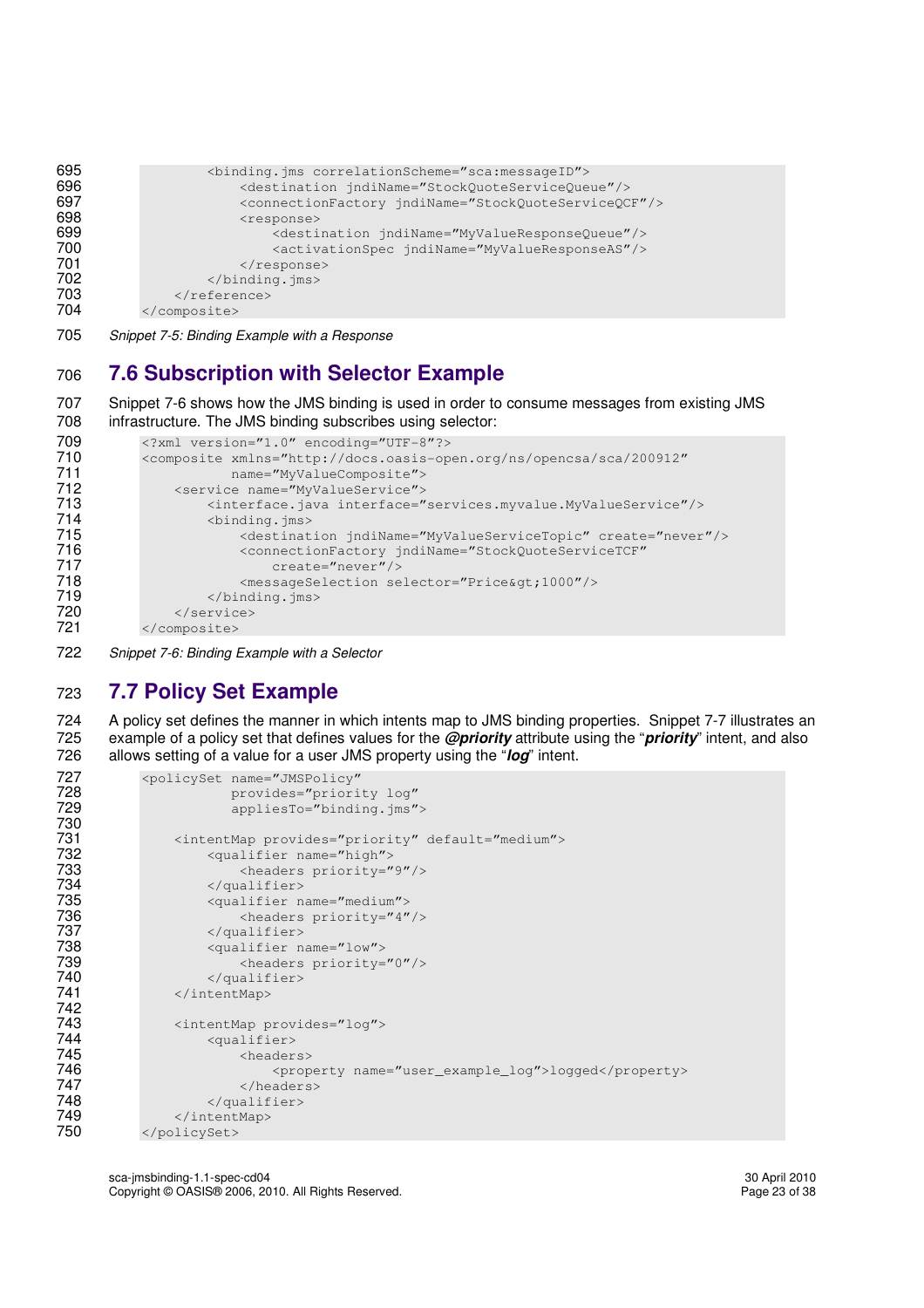```
            <binding.jms correlationScheme="sca:messageID">
                <destination jndiName="StockQuoteServiceQueue"/>
                <connectionFactory jndiName="StockQuoteServiceQCF"/>
                <response>
                    <destination jndiName="MyValueResponseQueue"/>
                    <activationSpec jndiName="MyValueResponseAS"/>
                </response>
            </binding.jms>
        </reference>
    </composite>
```

*Snippet 7-5: Binding Example with a Response*

## 7.6 Subscription with Selector Example

Snippet 7-6 shows how the JMS binding is used in order to consume messages from existing JMS infrastructure. The JMS binding subscribes using selector:

```
<?xml version="1.0" encoding="UTF-8"?>
<composite xmlns="http://docs.oasis-open.org/ns/opencsa/sca/200912"
           name="MyValueComposite">
    <service name="MyValueService">
        <interface.java interface="services.myvalue.MyValueService"/>
        <binding.jms>
            <destination jndiName="MyValueServiceTopic" create="never"/>
            <connectionFactory jndiName="StockQuoteServiceTCF"
                create="never"/>
            <messageSelection selector="Price&gt;1000"/>
        </binding.jms>
    </service>
</composite>
```

*Snippet 7-6: Binding Example with a Selector*

## 7.7 Policy Set Example

A policy set defines the manner in which intents map to JMS binding properties. Snippet 7-7 illustrates an example of a policy set that defines values for the ***@priority*** attribute using the "***priority***" intent, and also allows setting of a value for a user JMS property using the "***log***" intent.

```
<policySet name="JMSPolicy"
           provides="priority log"
           appliesTo="binding.jms">

    <intentMap provides="priority" default="medium">
        <qualifier name="high">
            <headers priority="9"/>
        </qualifier>
        <qualifier name="medium">
            <headers priority="4"/>
        </qualifier>
        <qualifier name="low">
            <headers priority="0"/>
        </qualifier>
    </intentMap>

    <intentMap provides="log">
        <qualifier>
            <headers>
                <property name="user_example_log">logged</property>
            </headers>
        </qualifier>
    </intentMap>
</policySet>
```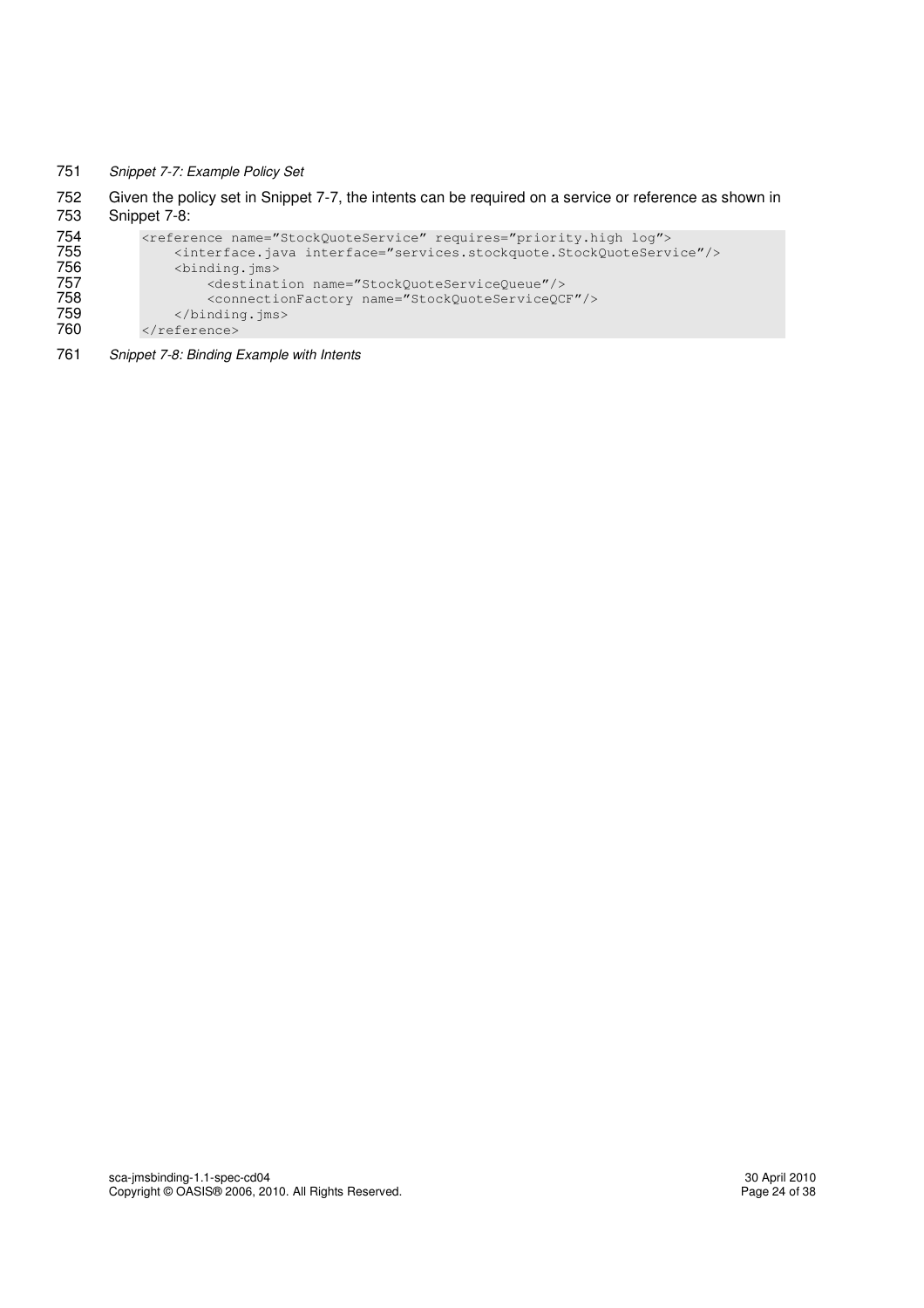*Snippet 7-7: Example Policy Set*

Given the policy set in Snippet 7-7, the intents can be required on a service or reference as shown in Snippet 7-8:

```
<reference name="StockQuoteService" requires="priority.high log">
    <interface.java interface="services.stockquote.StockQuoteService"/>
    <binding.jms>
        <destination name="StockQuoteServiceQueue"/>
        <connectionFactory name="StockQuoteServiceQCF"/>
    </binding.jms>
</reference>
```

*Snippet 7-8: Binding Example with Intents*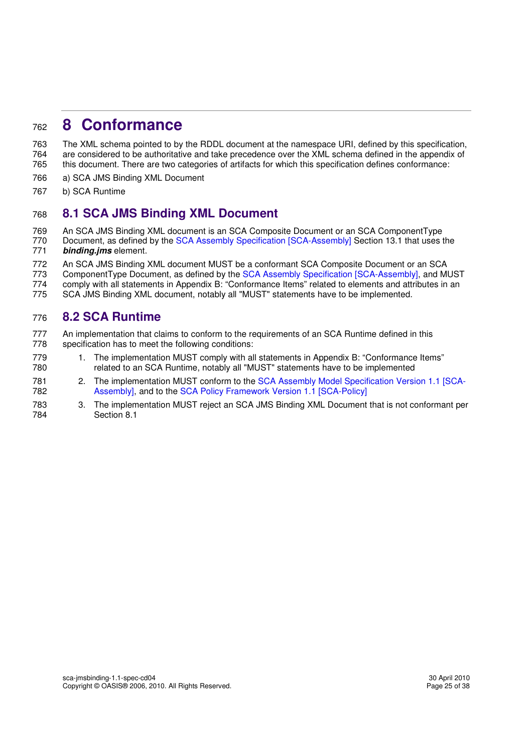# 8 Conformance

The XML schema pointed to by the RDDL document at the namespace URI, defined by this specification, are considered to be authoritative and take precedence over the XML schema defined in the appendix of this document. There are two categories of artifacts for which this specification defines conformance:

a) SCA JMS Binding XML Document

b) SCA Runtime

## 8.1 SCA JMS Binding XML Document

An SCA JMS Binding XML document is an SCA Composite Document or an SCA ComponentType Document, as defined by the SCA Assembly Specification [SCA-Assembly] Section 13.1 that uses the ***binding.jms*** element.

An SCA JMS Binding XML document MUST be a conformant SCA Composite Document or an SCA ComponentType Document, as defined by the SCA Assembly Specification [SCA-Assembly], and MUST comply with all statements in Appendix B: "Conformance Items" related to elements and attributes in an SCA JMS Binding XML document, notably all "MUST" statements have to be implemented.

## 8.2 SCA Runtime

An implementation that claims to conform to the requirements of an SCA Runtime defined in this specification has to meet the following conditions:

1. The implementation MUST comply with all statements in Appendix B: "Conformance Items" related to an SCA Runtime, notably all "MUST" statements have to be implemented
2. The implementation MUST conform to the SCA Assembly Model Specification Version 1.1 [SCA-Assembly], and to the SCA Policy Framework Version 1.1 [SCA-Policy]
3. The implementation MUST reject an SCA JMS Binding XML Document that is not conformant per Section 8.1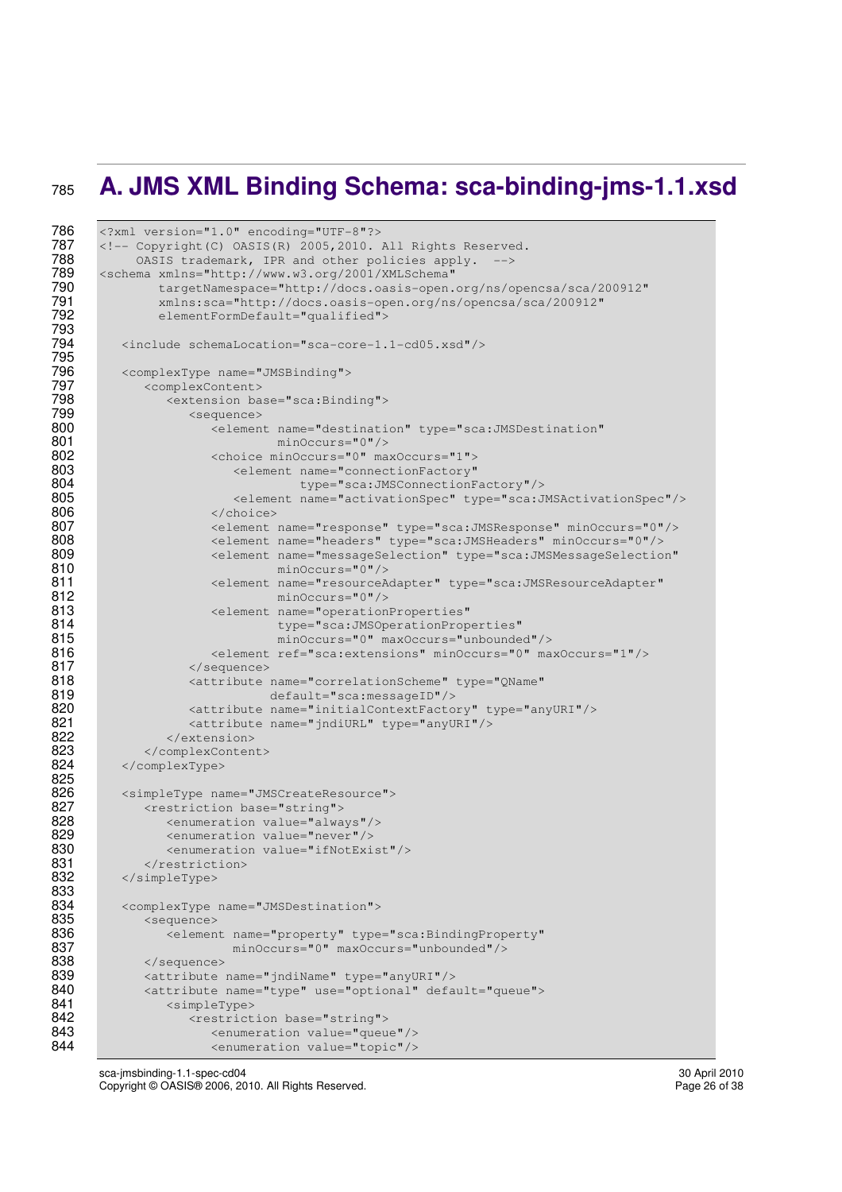# A. JMS XML Binding Schema: sca-binding-jms-1.1.xsd

```
<?xml version="1.0" encoding="UTF-8"?>
<!-- Copyright(C) OASIS(R) 2005,2010. All Rights Reserved.
     OASIS trademark, IPR and other policies apply.  -->
<schema xmlns="http://www.w3.org/2001/XMLSchema"
        targetNamespace="http://docs.oasis-open.org/ns/opencsa/sca/200912"
        xmlns:sca="http://docs.oasis-open.org/ns/opencsa/sca/200912"
        elementFormDefault="qualified">

   <include schemaLocation="sca-core-1.1-cd05.xsd"/>

   <complexType name="JMSBinding">
      <complexContent>
         <extension base="sca:Binding">
            <sequence>
               <element name="destination" type="sca:JMSDestination"
                        minOccurs="0"/>
               <choice minOccurs="0" maxOccurs="1">
                  <element name="connectionFactory"
                           type="sca:JMSConnectionFactory"/>
                  <element name="activationSpec" type="sca:JMSActivationSpec"/>
               </choice>
               <element name="response" type="sca:JMSResponse" minOccurs="0"/>
               <element name="headers" type="sca:JMSHeaders" minOccurs="0"/>
               <element name="messageSelection" type="sca:JMSMessageSelection"
                        minOccurs="0"/>
               <element name="resourceAdapter" type="sca:JMSResourceAdapter"
                        minOccurs="0"/>
               <element name="operationProperties"
                        type="sca:JMSOperationProperties"
                        minOccurs="0" maxOccurs="unbounded"/>
               <element ref="sca:extensions" minOccurs="0" maxOccurs="1"/>
            </sequence>
            <attribute name="correlationScheme" type="QName"
                       default="sca:messageID"/>
            <attribute name="initialContextFactory" type="anyURI"/>
            <attribute name="jndiURL" type="anyURI"/>
         </extension>
      </complexContent>
   </complexType>

   <simpleType name="JMSCreateResource">
      <restriction base="string">
         <enumeration value="always"/>
         <enumeration value="never"/>
         <enumeration value="ifNotExist"/>
      </restriction>
   </simpleType>

   <complexType name="JMSDestination">
      <sequence>
         <element name="property" type="sca:BindingProperty"
                  minOccurs="0" maxOccurs="unbounded"/>
      </sequence>
      <attribute name="jndiName" type="anyURI"/>
      <attribute name="type" use="optional" default="queue">
         <simpleType>
            <restriction base="string">
               <enumeration value="queue"/>
               <enumeration value="topic"/>
```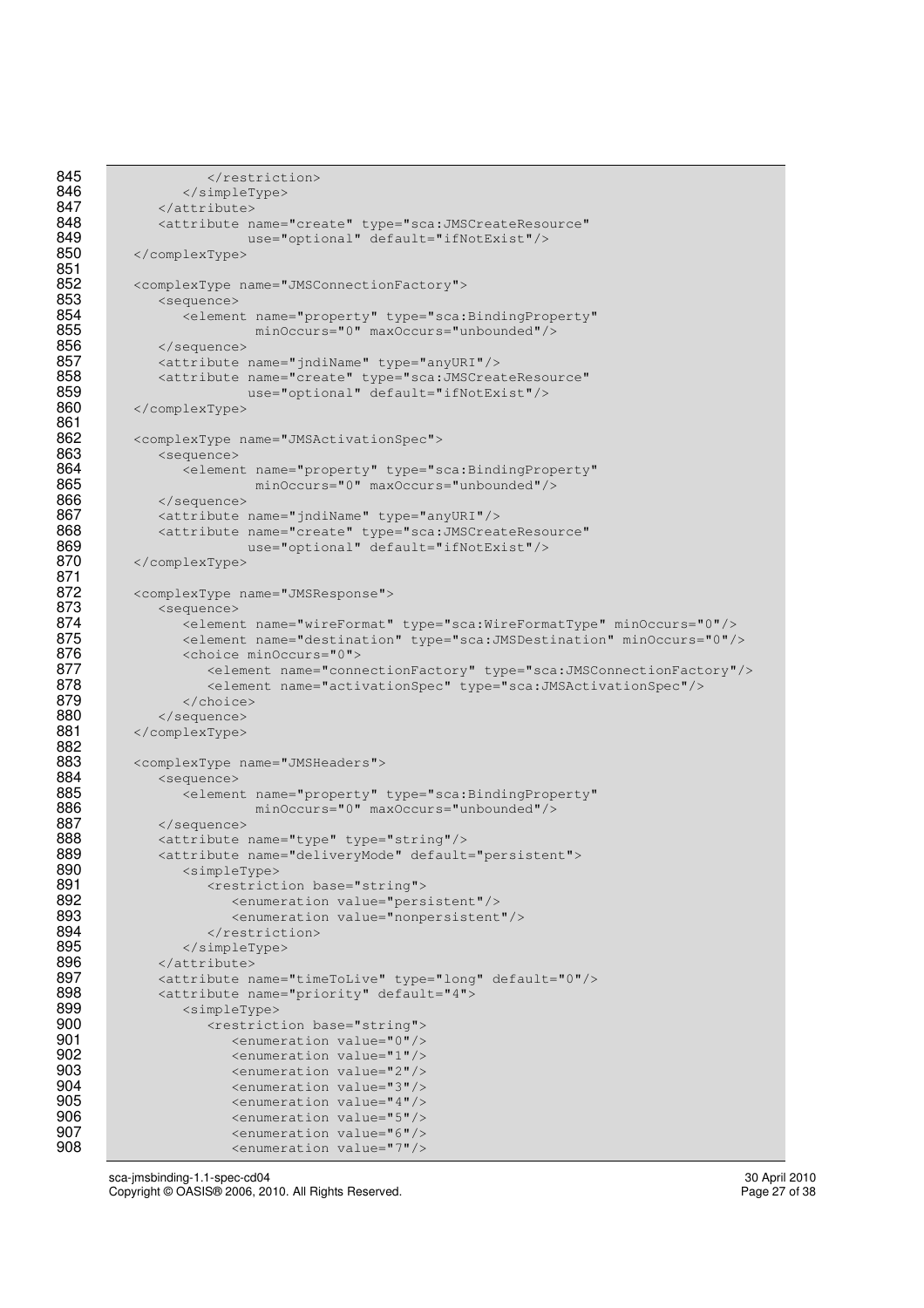```
845            </restriction>
846         </simpleType>
847      </attribute>
848      <attribute name="create" type="sca:JMSCreateResource"
849                 use="optional" default="ifNotExist"/>
850   </complexType>
851
852   <complexType name="JMSConnectionFactory">
853      <sequence>
854         <element name="property" type="sca:BindingProperty"
855                  minOccurs="0" maxOccurs="unbounded"/>
856      </sequence>
857      <attribute name="jndiName" type="anyURI"/>
858      <attribute name="create" type="sca:JMSCreateResource"
859                 use="optional" default="ifNotExist"/>
860   </complexType>
861
862   <complexType name="JMSActivationSpec">
863      <sequence>
864         <element name="property" type="sca:BindingProperty"
865                  minOccurs="0" maxOccurs="unbounded"/>
866      </sequence>
867      <attribute name="jndiName" type="anyURI"/>
868      <attribute name="create" type="sca:JMSCreateResource"
869                 use="optional" default="ifNotExist"/>
870   </complexType>
871
872   <complexType name="JMSResponse">
873      <sequence>
874         <element name="wireFormat" type="sca:WireFormatType" minOccurs="0"/>
875         <element name="destination" type="sca:JMSDestination" minOccurs="0"/>
876         <choice minOccurs="0">
877            <element name="connectionFactory" type="sca:JMSConnectionFactory"/>
878            <element name="activationSpec" type="sca:JMSActivationSpec"/>
879         </choice>
880      </sequence>
881   </complexType>
882
883   <complexType name="JMSHeaders">
884      <sequence>
885         <element name="property" type="sca:BindingProperty"
886                  minOccurs="0" maxOccurs="unbounded"/>
887      </sequence>
888      <attribute name="type" type="string"/>
889      <attribute name="deliveryMode" default="persistent">
890         <simpleType>
891            <restriction base="string">
892               <enumeration value="persistent"/>
893               <enumeration value="nonpersistent"/>
894            </restriction>
895         </simpleType>
896      </attribute>
897      <attribute name="timeToLive" type="long" default="0"/>
898      <attribute name="priority" default="4">
899         <simpleType>
900            <restriction base="string">
901               <enumeration value="0"/>
902               <enumeration value="1"/>
903               <enumeration value="2"/>
904               <enumeration value="3"/>
905               <enumeration value="4"/>
906               <enumeration value="5"/>
907               <enumeration value="6"/>
908               <enumeration value="7"/>
```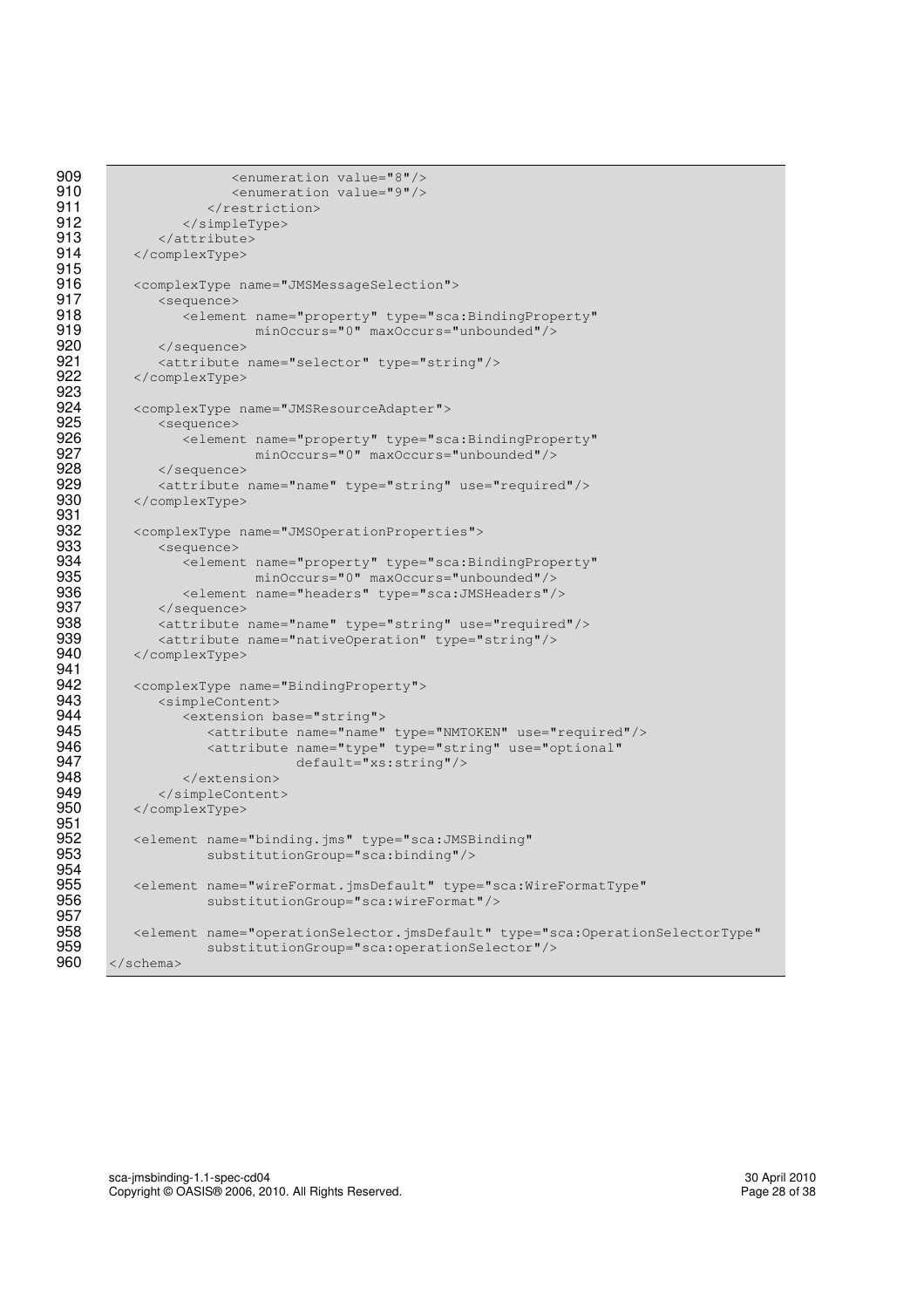```
909                <enumeration value="8"/>
910                <enumeration value="9"/>
911             </restriction>
912          </simpleType>
913       </attribute>
914    </complexType>
915
916    <complexType name="JMSMessageSelection">
917       <sequence>
918          <element name="property" type="sca:BindingProperty"
919                   minOccurs="0" maxOccurs="unbounded"/>
920       </sequence>
921       <attribute name="selector" type="string"/>
922    </complexType>
923
924    <complexType name="JMSResourceAdapter">
925       <sequence>
926          <element name="property" type="sca:BindingProperty"
927                   minOccurs="0" maxOccurs="unbounded"/>
928       </sequence>
929       <attribute name="name" type="string" use="required"/>
930    </complexType>
931
932    <complexType name="JMSOperationProperties">
933       <sequence>
934          <element name="property" type="sca:BindingProperty"
935                   minOccurs="0" maxOccurs="unbounded"/>
936          <element name="headers" type="sca:JMSHeaders"/>
937       </sequence>
938       <attribute name="name" type="string" use="required"/>
939       <attribute name="nativeOperation" type="string"/>
940    </complexType>
941
942    <complexType name="BindingProperty">
943       <simpleContent>
944          <extension base="string">
945             <attribute name="name" type="NMTOKEN" use="required"/>
946             <attribute name="type" type="string" use="optional"
947                        default="xs:string"/>
948          </extension>
949       </simpleContent>
950    </complexType>
951
952    <element name="binding.jms" type="sca:JMSBinding"
953             substitutionGroup="sca:binding"/>
954
955    <element name="wireFormat.jmsDefault" type="sca:WireFormatType"
956             substitutionGroup="sca:wireFormat"/>
957
958    <element name="operationSelector.jmsDefault" type="sca:OperationSelectorType"
959             substitutionGroup="sca:operationSelector"/>
960 </schema>
```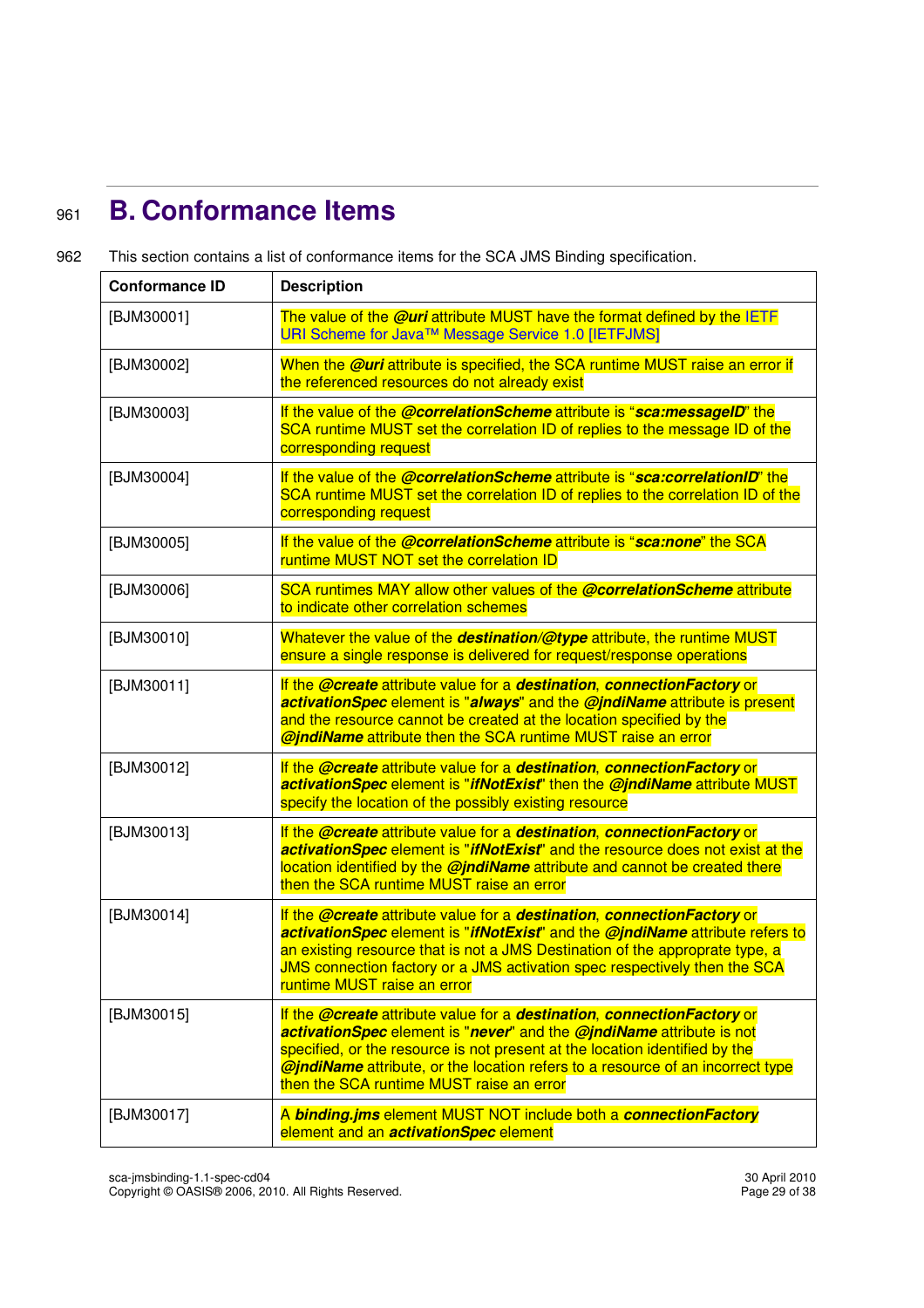# B. Conformance Items

This section contains a list of conformance items for the SCA JMS Binding specification.

| Conformance ID | Description |
|---|---|
| [BJM30001] | The value of the ***@uri*** attribute MUST have the format defined by the IETF URI Scheme for Java™ Message Service 1.0 [IETFJMS] |
| [BJM30002] | When the ***@uri*** attribute is specified, the SCA runtime MUST raise an error if the referenced resources do not already exist |
| [BJM30003] | If the value of the ***@correlationScheme*** attribute is "***sca:messageID***" the SCA runtime MUST set the correlation ID of replies to the message ID of the corresponding request |
| [BJM30004] | If the value of the ***@correlationScheme*** attribute is "***sca:correlationID***" the SCA runtime MUST set the correlation ID of replies to the correlation ID of the corresponding request |
| [BJM30005] | If the value of the ***@correlationScheme*** attribute is "***sca:none***" the SCA runtime MUST NOT set the correlation ID |
| [BJM30006] | SCA runtimes MAY allow other values of the ***@correlationScheme*** attribute to indicate other correlation schemes |
| [BJM30010] | Whatever the value of the ***destination/@type*** attribute, the runtime MUST ensure a single response is delivered for request/response operations |
| [BJM30011] | If the ***@create*** attribute value for a ***destination***, ***connectionFactory*** or ***activationSpec*** element is "***always***" and the ***@jndiName*** attribute is present and the resource cannot be created at the location specified by the ***@jndiName*** attribute then the SCA runtime MUST raise an error |
| [BJM30012] | If the ***@create*** attribute value for a ***destination***, ***connectionFactory*** or ***activationSpec*** element is "***ifNotExist***" then the ***@jndiName*** attribute MUST specify the location of the possibly existing resource |
| [BJM30013] | If the ***@create*** attribute value for a ***destination***, ***connectionFactory*** or ***activationSpec*** element is "***ifNotExist***" and the resource does not exist at the location identified by the ***@jndiName*** attribute and cannot be created there then the SCA runtime MUST raise an error |
| [BJM30014] | If the ***@create*** attribute value for a ***destination***, ***connectionFactory*** or ***activationSpec*** element is "***ifNotExist***" and the ***@jndiName*** attribute refers to an existing resource that is not a JMS Destination of the approprate type, a JMS connection factory or a JMS activation spec respectively then the SCA runtime MUST raise an error |
| [BJM30015] | If the ***@create*** attribute value for a ***destination***, ***connectionFactory*** or ***activationSpec*** element is "***never***" and the ***@jndiName*** attribute is not specified, or the resource is not present at the location identified by the ***@jndiName*** attribute, or the location refers to a resource of an incorrect type then the SCA runtime MUST raise an error |
| [BJM30017] | A ***binding.jms*** element MUST NOT include both a ***connectionFactory*** element and an ***activationSpec*** element |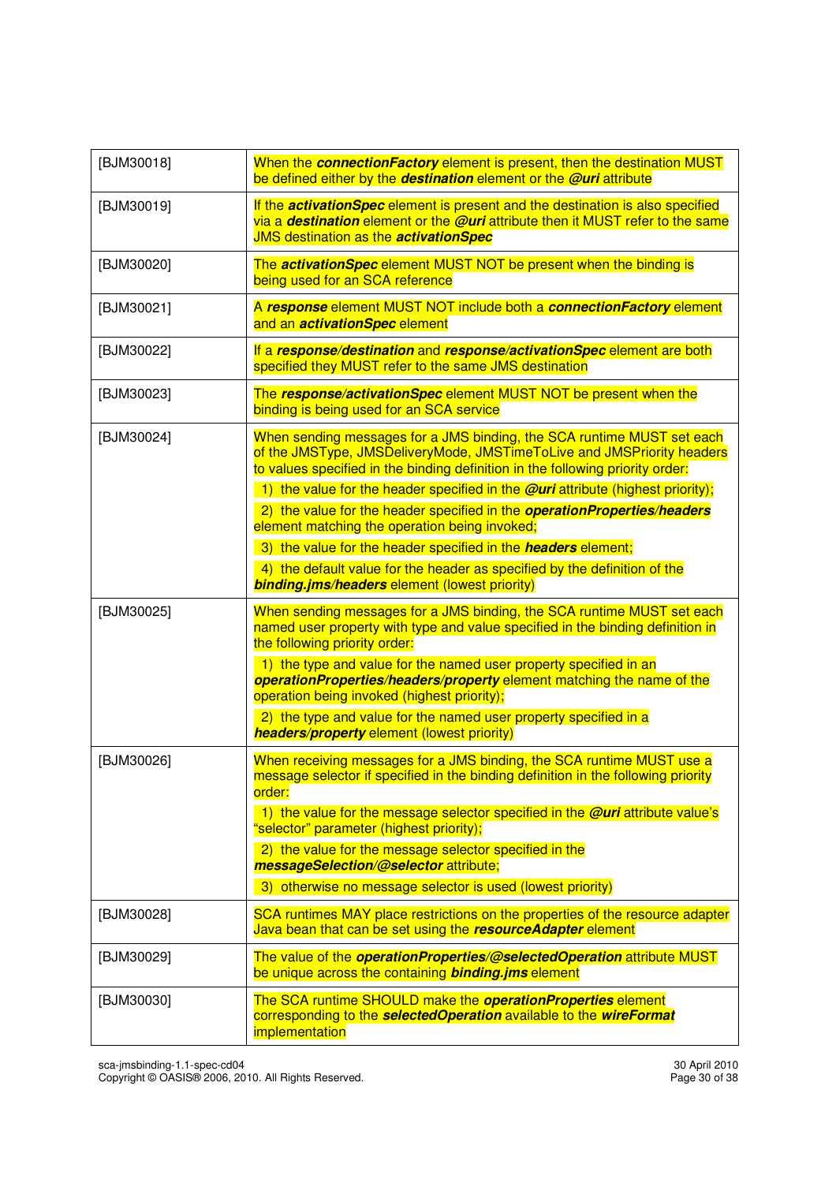| | |
|---|---|
| [BJM30018] | When the ***connectionFactory*** element is present, then the destination MUST be defined either by the ***destination*** element or the ***@uri*** attribute |
| [BJM30019] | If the ***activationSpec*** element is present and the destination is also specified via a ***destination*** element or the ***@uri*** attribute then it MUST refer to the same JMS destination as the ***activationSpec*** |
| [BJM30020] | The ***activationSpec*** element MUST NOT be present when the binding is being used for an SCA reference |
| [BJM30021] | A ***response*** element MUST NOT include both a ***connectionFactory*** element and an ***activationSpec*** element |
| [BJM30022] | If a ***response/destination*** and ***response/activationSpec*** element are both specified they MUST refer to the same JMS destination |
| [BJM30023] | The ***response/activationSpec*** element MUST NOT be present when the binding is being used for an SCA service |
| [BJM30024] | When sending messages for a JMS binding, the SCA runtime MUST set each of the JMSType, JMSDeliveryMode, JMSTimeToLive and JMSPriority headers to values specified in the binding definition in the following priority order: 1) the value for the header specified in the ***@uri*** attribute (highest priority); 2) the value for the header specified in the ***operationProperties/headers*** element matching the operation being invoked; 3) the value for the header specified in the ***headers*** element; 4) the default value for the header as specified by the definition of the ***binding.jms/headers*** element (lowest priority) |
| [BJM30025] | When sending messages for a JMS binding, the SCA runtime MUST set each named user property with type and value specified in the binding definition in the following priority order: 1) the type and value for the named user property specified in an ***operationProperties/headers/property*** element matching the name of the operation being invoked (highest priority); 2) the type and value for the named user property specified in a ***headers/property*** element (lowest priority) |
| [BJM30026] | When receiving messages for a JMS binding, the SCA runtime MUST use a message selector if specified in the binding definition in the following priority order: 1) the value for the message selector specified in the ***@uri*** attribute value's "selector" parameter (highest priority); 2) the value for the message selector specified in the ***messageSelection/@selector*** attribute; 3) otherwise no message selector is used (lowest priority) |
| [BJM30028] | SCA runtimes MAY place restrictions on the properties of the resource adapter Java bean that can be set using the ***resourceAdapter*** element |
| [BJM30029] | The value of the ***operationProperties/@selectedOperation*** attribute MUST be unique across the containing ***binding.jms*** element |
| [BJM30030] | The SCA runtime SHOULD make the ***operationProperties*** element corresponding to the ***selectedOperation*** available to the ***wireFormat*** implementation |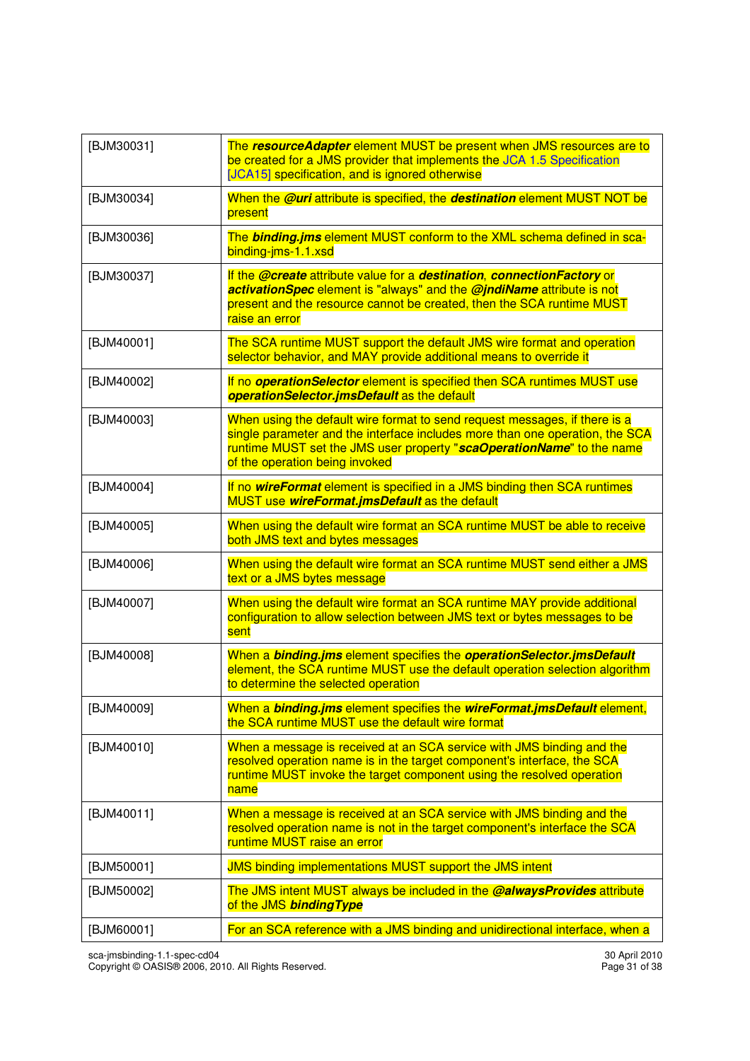| | |
|---|---|
| [BJM30031] | The ***resourceAdapter*** element MUST be present when JMS resources are to be created for a JMS provider that implements the JCA 1.5 Specification [JCA15] specification, and is ignored otherwise |
| [BJM30034] | When the ***@uri*** attribute is specified, the ***destination*** element MUST NOT be present |
| [BJM30036] | The ***binding.jms*** element MUST conform to the XML schema defined in sca-binding-jms-1.1.xsd |
| [BJM30037] | If the ***@create*** attribute value for a ***destination***, ***connectionFactory*** or ***activationSpec*** element is "always" and the ***@jndiName*** attribute is not present and the resource cannot be created, then the SCA runtime MUST raise an error |
| [BJM40001] | The SCA runtime MUST support the default JMS wire format and operation selector behavior, and MAY provide additional means to override it |
| [BJM40002] | If no ***operationSelector*** element is specified then SCA runtimes MUST use ***operationSelector.jmsDefault*** as the default |
| [BJM40003] | When using the default wire format to send request messages, if there is a single parameter and the interface includes more than one operation, the SCA runtime MUST set the JMS user property "***scaOperationName***" to the name of the operation being invoked |
| [BJM40004] | If no ***wireFormat*** element is specified in a JMS binding then SCA runtimes MUST use ***wireFormat.jmsDefault*** as the default |
| [BJM40005] | When using the default wire format an SCA runtime MUST be able to receive both JMS text and bytes messages |
| [BJM40006] | When using the default wire format an SCA runtime MUST send either a JMS text or a JMS bytes message |
| [BJM40007] | When using the default wire format an SCA runtime MAY provide additional configuration to allow selection between JMS text or bytes messages to be sent |
| [BJM40008] | When a ***binding.jms*** element specifies the ***operationSelector.jmsDefault*** element, the SCA runtime MUST use the default operation selection algorithm to determine the selected operation |
| [BJM40009] | When a ***binding.jms*** element specifies the ***wireFormat.jmsDefault*** element, the SCA runtime MUST use the default wire format |
| [BJM40010] | When a message is received at an SCA service with JMS binding and the resolved operation name is in the target component's interface, the SCA runtime MUST invoke the target component using the resolved operation name |
| [BJM40011] | When a message is received at an SCA service with JMS binding and the resolved operation name is not in the target component's interface the SCA runtime MUST raise an error |
| [BJM50001] | JMS binding implementations MUST support the JMS intent |
| [BJM50002] | The JMS intent MUST always be included in the ***@alwaysProvides*** attribute of the JMS ***bindingType*** |
| [BJM60001] | For an SCA reference with a JMS binding and unidirectional interface, when a |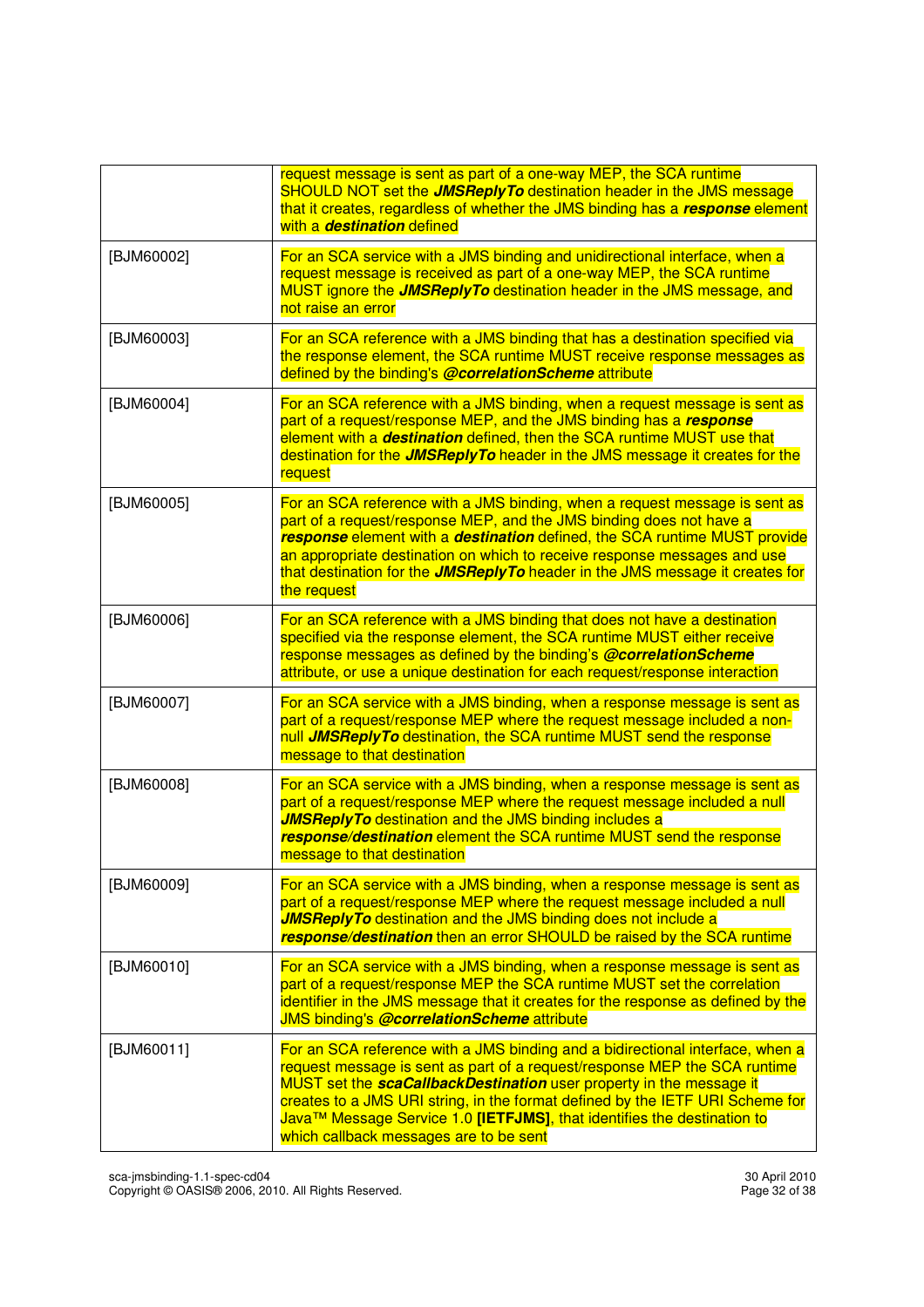| | |
|---|---|
| | request message is sent as part of a one-way MEP, the SCA runtime SHOULD NOT set the ***JMSReplyTo*** destination header in the JMS message that it creates, regardless of whether the JMS binding has a ***response*** element with a ***destination*** defined |
| [BJM60002] | For an SCA service with a JMS binding and unidirectional interface, when a request message is received as part of a one-way MEP, the SCA runtime MUST ignore the ***JMSReplyTo*** destination header in the JMS message, and not raise an error |
| [BJM60003] | For an SCA reference with a JMS binding that has a destination specified via the response element, the SCA runtime MUST receive response messages as defined by the binding's ***@correlationScheme*** attribute |
| [BJM60004] | For an SCA reference with a JMS binding, when a request message is sent as part of a request/response MEP, and the JMS binding has a ***response*** element with a ***destination*** defined, then the SCA runtime MUST use that destination for the ***JMSReplyTo*** header in the JMS message it creates for the request |
| [BJM60005] | For an SCA reference with a JMS binding, when a request message is sent as part of a request/response MEP, and the JMS binding does not have a ***response*** element with a ***destination*** defined, the SCA runtime MUST provide an appropriate destination on which to receive response messages and use that destination for the ***JMSReplyTo*** header in the JMS message it creates for the request |
| [BJM60006] | For an SCA reference with a JMS binding that does not have a destination specified via the response element, the SCA runtime MUST either receive response messages as defined by the binding's ***@correlationScheme*** attribute, or use a unique destination for each request/response interaction |
| [BJM60007] | For an SCA service with a JMS binding, when a response message is sent as part of a request/response MEP where the request message included a non-null ***JMSReplyTo*** destination, the SCA runtime MUST send the response message to that destination |
| [BJM60008] | For an SCA service with a JMS binding, when a response message is sent as part of a request/response MEP where the request message included a null ***JMSReplyTo*** destination and the JMS binding includes a ***response/destination*** element the SCA runtime MUST send the response message to that destination |
| [BJM60009] | For an SCA service with a JMS binding, when a response message is sent as part of a request/response MEP where the request message included a null ***JMSReplyTo*** destination and the JMS binding does not include a ***response/destination*** then an error SHOULD be raised by the SCA runtime |
| [BJM60010] | For an SCA service with a JMS binding, when a response message is sent as part of a request/response MEP the SCA runtime MUST set the correlation identifier in the JMS message that it creates for the response as defined by the JMS binding's ***@correlationScheme*** attribute |
| [BJM60011] | For an SCA reference with a JMS binding and a bidirectional interface, when a request message is sent as part of a request/response MEP the SCA runtime MUST set the ***scaCallbackDestination*** user property in the message it creates to a JMS URI string, in the format defined by the IETF URI Scheme for Java™ Message Service 1.0 **[IETFJMS]**, that identifies the destination to which callback messages are to be sent |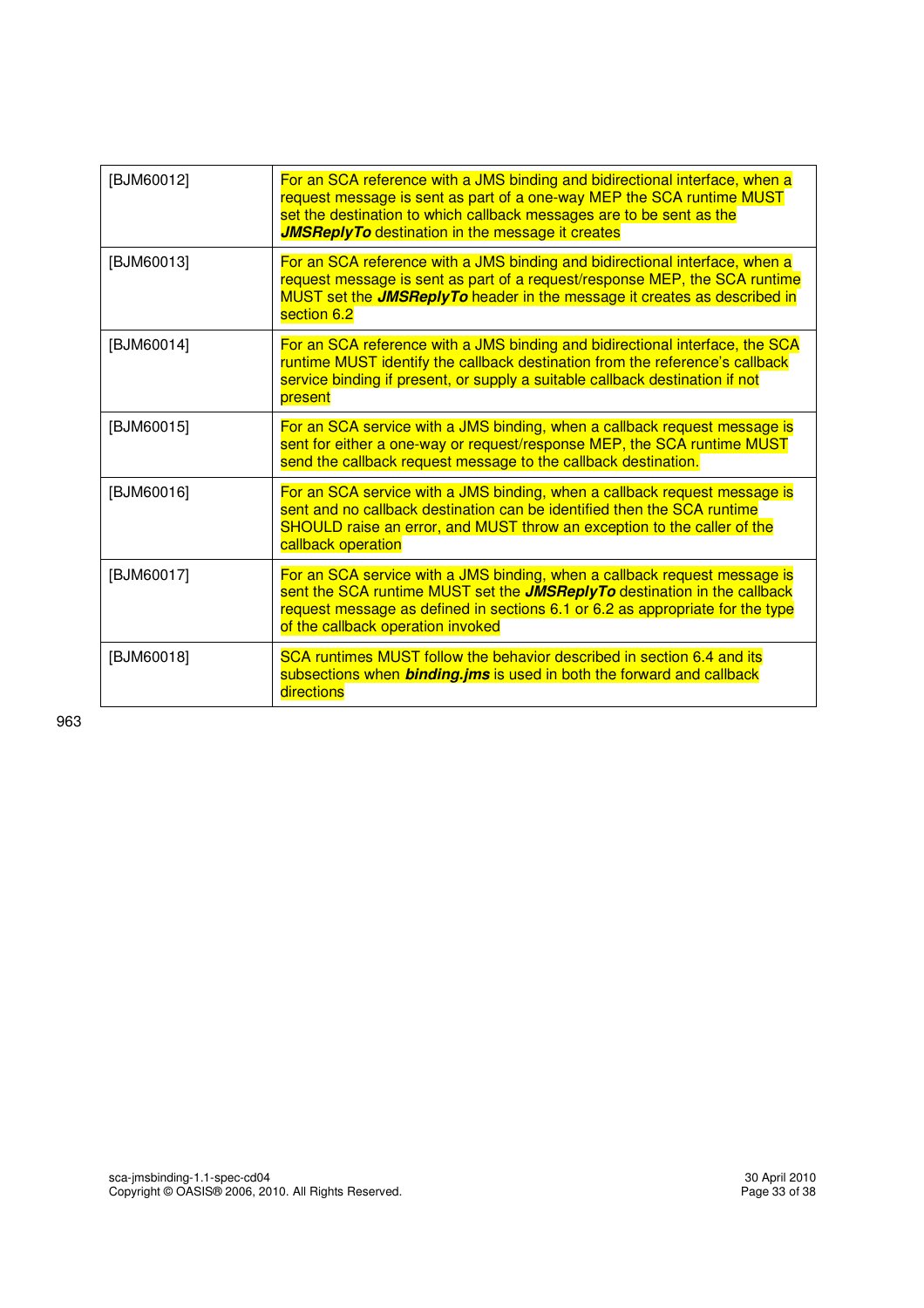| | |
|---|---|
| [BJM60012] | For an SCA reference with a JMS binding and bidirectional interface, when a request message is sent as part of a one-way MEP the SCA runtime MUST set the destination to which callback messages are to be sent as the ***JMSReplyTo*** destination in the message it creates |
| [BJM60013] | For an SCA reference with a JMS binding and bidirectional interface, when a request message is sent as part of a request/response MEP, the SCA runtime MUST set the ***JMSReplyTo*** header in the message it creates as described in section 6.2 |
| [BJM60014] | For an SCA reference with a JMS binding and bidirectional interface, the SCA runtime MUST identify the callback destination from the reference's callback service binding if present, or supply a suitable callback destination if not present |
| [BJM60015] | For an SCA service with a JMS binding, when a callback request message is sent for either a one-way or request/response MEP, the SCA runtime MUST send the callback request message to the callback destination. |
| [BJM60016] | For an SCA service with a JMS binding, when a callback request message is sent and no callback destination can be identified then the SCA runtime SHOULD raise an error, and MUST throw an exception to the caller of the callback operation |
| [BJM60017] | For an SCA service with a JMS binding, when a callback request message is sent the SCA runtime MUST set the ***JMSReplyTo*** destination in the callback request message as defined in sections 6.1 or 6.2 as appropriate for the type of the callback operation invoked |
| [BJM60018] | SCA runtimes MUST follow the behavior described in section 6.4 and its subsections when ***binding.jms*** is used in both the forward and callback directions |

963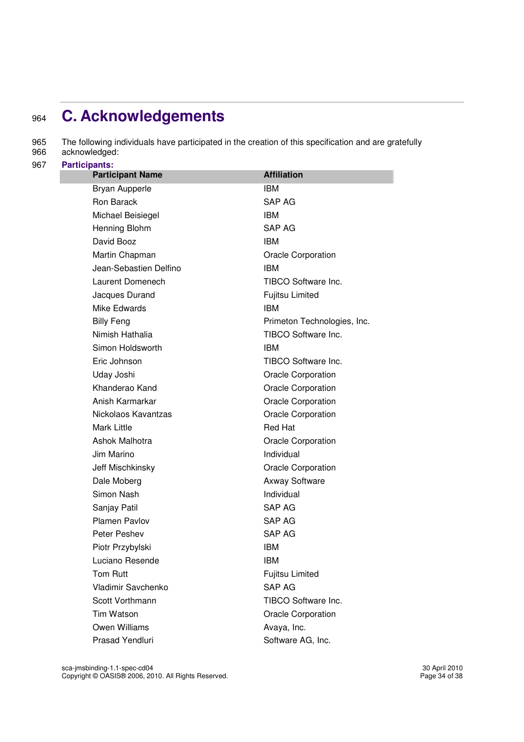# C. Acknowledgements

The following individuals have participated in the creation of this specification and are gratefully acknowledged:

**Participants:**

| Participant Name | Affiliation |
|---|---|
| Bryan Aupperle | IBM |
| Ron Barack | SAP AG |
| Michael Beisiegel | IBM |
| Henning Blohm | SAP AG |
| David Booz | IBM |
| Martin Chapman | Oracle Corporation |
| Jean-Sebastien Delfino | IBM |
| Laurent Domenech | TIBCO Software Inc. |
| Jacques Durand | Fujitsu Limited |
| Mike Edwards | IBM |
| Billy Feng | Primeton Technologies, Inc. |
| Nimish Hathalia | TIBCO Software Inc. |
| Simon Holdsworth | IBM |
| Eric Johnson | TIBCO Software Inc. |
| Uday Joshi | Oracle Corporation |
| Khanderao Kand | Oracle Corporation |
| Anish Karmarkar | Oracle Corporation |
| Nickolaos Kavantzas | Oracle Corporation |
| Mark Little | Red Hat |
| Ashok Malhotra | Oracle Corporation |
| Jim Marino | Individual |
| Jeff Mischkinsky | Oracle Corporation |
| Dale Moberg | Axway Software |
| Simon Nash | Individual |
| Sanjay Patil | SAP AG |
| Plamen Pavlov | SAP AG |
| Peter Peshev | SAP AG |
| Piotr Przybylski | IBM |
| Luciano Resende | IBM |
| Tom Rutt | Fujitsu Limited |
| Vladimir Savchenko | SAP AG |
| Scott Vorthmann | TIBCO Software Inc. |
| Tim Watson | Oracle Corporation |
| Owen Williams | Avaya, Inc. |
| Prasad Yendluri | Software AG, Inc. |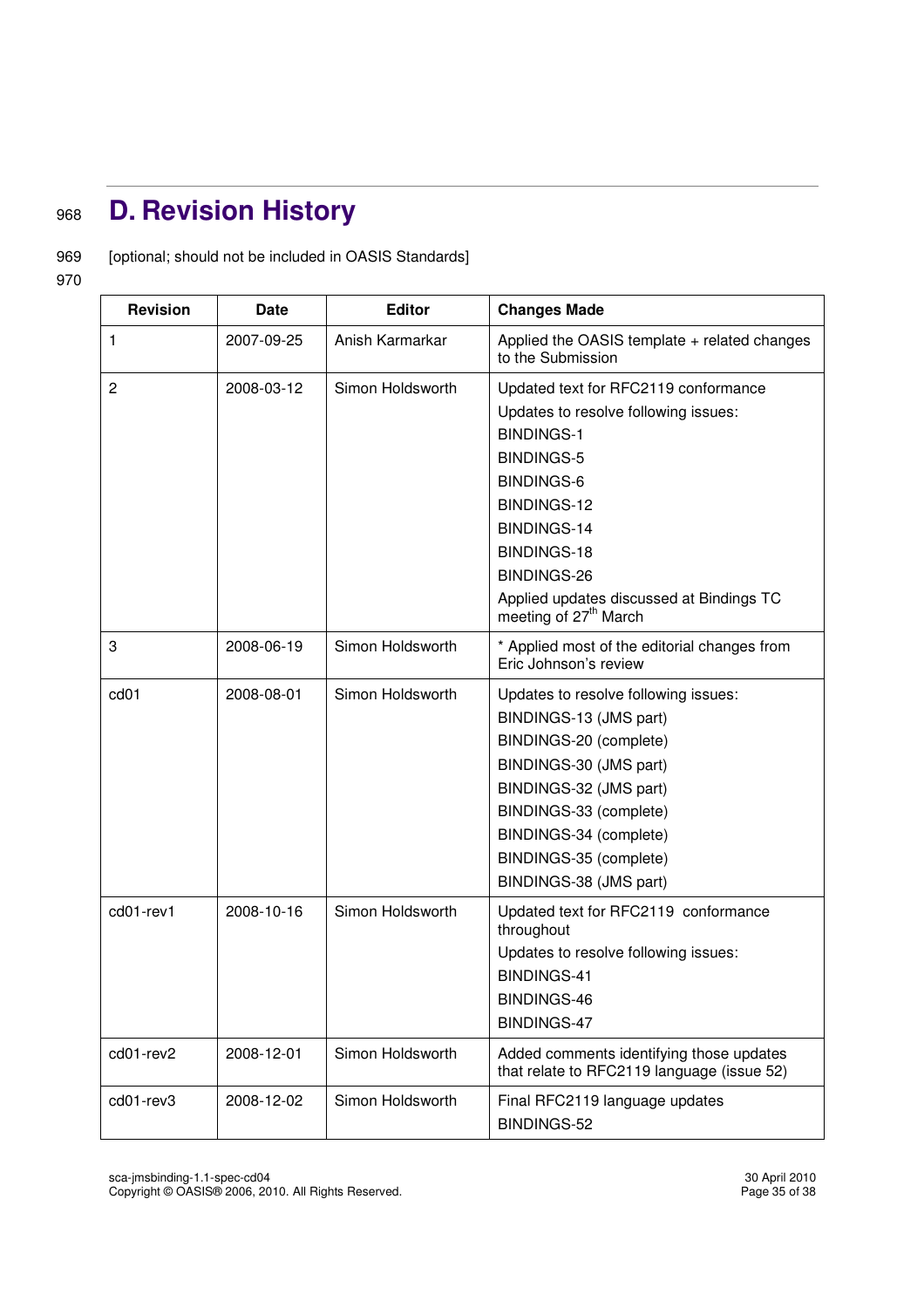# D. Revision History

[optional; should not be included in OASIS Standards]

| Revision | Date | Editor | Changes Made |
| --- | --- | --- | --- |
| 1 | 2007-09-25 | Anish Karmarkar | Applied the OASIS template + related changes to the Submission |
| 2 | 2008-03-12 | Simon Holdsworth | Updated text for RFC2119 conformance<br>Updates to resolve following issues:<br>BINDINGS-1<br>BINDINGS-5<br>BINDINGS-6<br>BINDINGS-12<br>BINDINGS-14<br>BINDINGS-18<br>BINDINGS-26<br>Applied updates discussed at Bindings TC meeting of 27th March |
| 3 | 2008-06-19 | Simon Holdsworth | * Applied most of the editorial changes from Eric Johnson's review |
| cd01 | 2008-08-01 | Simon Holdsworth | Updates to resolve following issues:<br>BINDINGS-13 (JMS part)<br>BINDINGS-20 (complete)<br>BINDINGS-30 (JMS part)<br>BINDINGS-32 (JMS part)<br>BINDINGS-33 (complete)<br>BINDINGS-34 (complete)<br>BINDINGS-35 (complete)<br>BINDINGS-38 (JMS part) |
| cd01-rev1 | 2008-10-16 | Simon Holdsworth | Updated text for RFC2119 conformance throughout<br>Updates to resolve following issues:<br>BINDINGS-41<br>BINDINGS-46<br>BINDINGS-47 |
| cd01-rev2 | 2008-12-01 | Simon Holdsworth | Added comments identifying those updates that relate to RFC2119 language (issue 52) |
| cd01-rev3 | 2008-12-02 | Simon Holdsworth | Final RFC2119 language updates<br>BINDINGS-52 |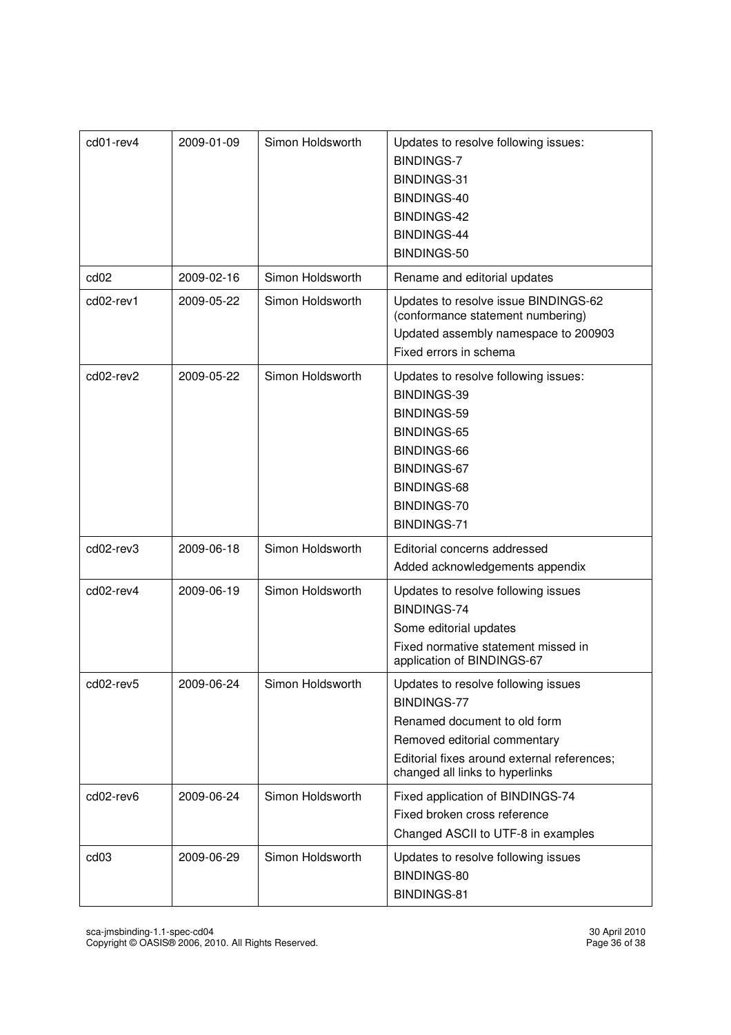| | | | |
|---|---|---|---|
| cd01-rev4 | 2009-01-09 | Simon Holdsworth | Updates to resolve following issues:<br>BINDINGS-7<br>BINDINGS-31<br>BINDINGS-40<br>BINDINGS-42<br>BINDINGS-44<br>BINDINGS-50 |
| cd02 | 2009-02-16 | Simon Holdsworth | Rename and editorial updates |
| cd02-rev1 | 2009-05-22 | Simon Holdsworth | Updates to resolve issue BINDINGS-62 (conformance statement numbering)<br>Updated assembly namespace to 200903<br>Fixed errors in schema |
| cd02-rev2 | 2009-05-22 | Simon Holdsworth | Updates to resolve following issues:<br>BINDINGS-39<br>BINDINGS-59<br>BINDINGS-65<br>BINDINGS-66<br>BINDINGS-67<br>BINDINGS-68<br>BINDINGS-70<br>BINDINGS-71 |
| cd02-rev3 | 2009-06-18 | Simon Holdsworth | Editorial concerns addressed<br>Added acknowledgements appendix |
| cd02-rev4 | 2009-06-19 | Simon Holdsworth | Updates to resolve following issues<br>BINDINGS-74<br>Some editorial updates<br>Fixed normative statement missed in application of BINDINGS-67 |
| cd02-rev5 | 2009-06-24 | Simon Holdsworth | Updates to resolve following issues<br>BINDINGS-77<br>Renamed document to old form<br>Removed editorial commentary<br>Editorial fixes around external references; changed all links to hyperlinks |
| cd02-rev6 | 2009-06-24 | Simon Holdsworth | Fixed application of BINDINGS-74<br>Fixed broken cross reference<br>Changed ASCII to UTF-8 in examples |
| cd03 | 2009-06-29 | Simon Holdsworth | Updates to resolve following issues<br>BINDINGS-80<br>BINDINGS-81 |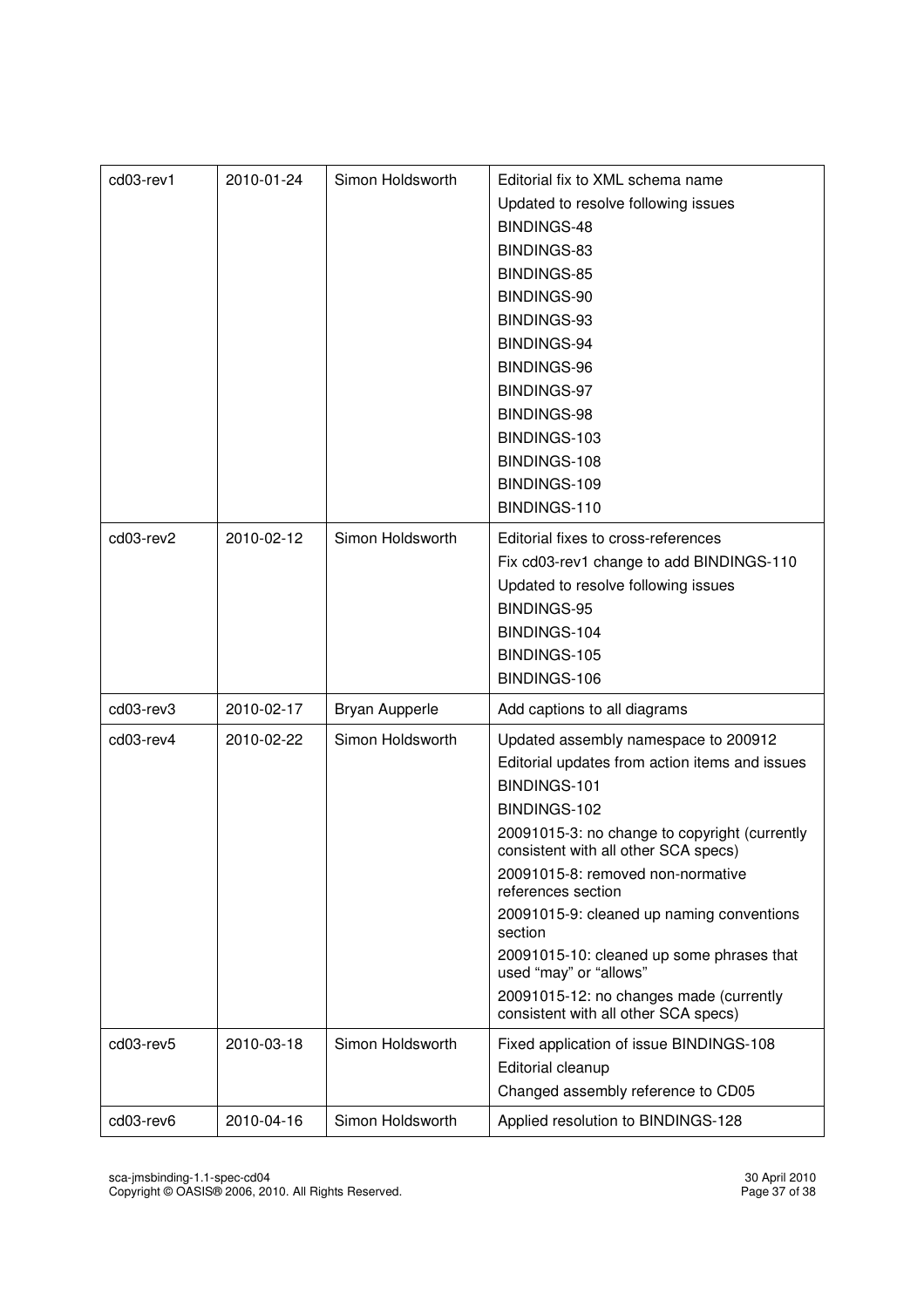| | | | |
|---|---|---|---|
| cd03-rev1 | 2010-01-24 | Simon Holdsworth | Editorial fix to XML schema name<br>Updated to resolve following issues<br>BINDINGS-48<br>BINDINGS-83<br>BINDINGS-85<br>BINDINGS-90<br>BINDINGS-93<br>BINDINGS-94<br>BINDINGS-96<br>BINDINGS-97<br>BINDINGS-98<br>BINDINGS-103<br>BINDINGS-108<br>BINDINGS-109<br>BINDINGS-110 |
| cd03-rev2 | 2010-02-12 | Simon Holdsworth | Editorial fixes to cross-references<br>Fix cd03-rev1 change to add BINDINGS-110<br>Updated to resolve following issues<br>BINDINGS-95<br>BINDINGS-104<br>BINDINGS-105<br>BINDINGS-106 |
| cd03-rev3 | 2010-02-17 | Bryan Aupperle | Add captions to all diagrams |
| cd03-rev4 | 2010-02-22 | Simon Holdsworth | Updated assembly namespace to 200912<br>Editorial updates from action items and issues<br>BINDINGS-101<br>BINDINGS-102<br>20091015-3: no change to copyright (currently consistent with all other SCA specs)<br>20091015-8: removed non-normative references section<br>20091015-9: cleaned up naming conventions section<br>20091015-10: cleaned up some phrases that used “may” or “allows”<br>20091015-12: no changes made (currently consistent with all other SCA specs) |
| cd03-rev5 | 2010-03-18 | Simon Holdsworth | Fixed application of issue BINDINGS-108<br>Editorial cleanup<br>Changed assembly reference to CD05 |
| cd03-rev6 | 2010-04-16 | Simon Holdsworth | Applied resolution to BINDINGS-128 |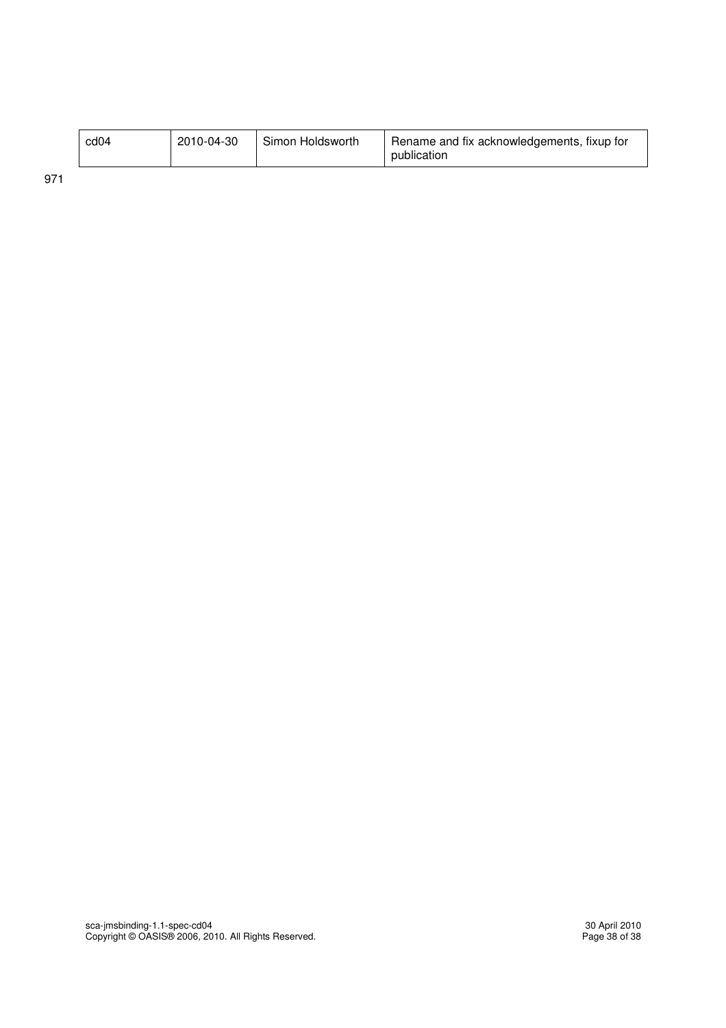| | | | |
|---|---|---|---|
| cd04 | 2010-04-30 | Simon Holdsworth | Rename and fix acknowledgements, fixup for publication |